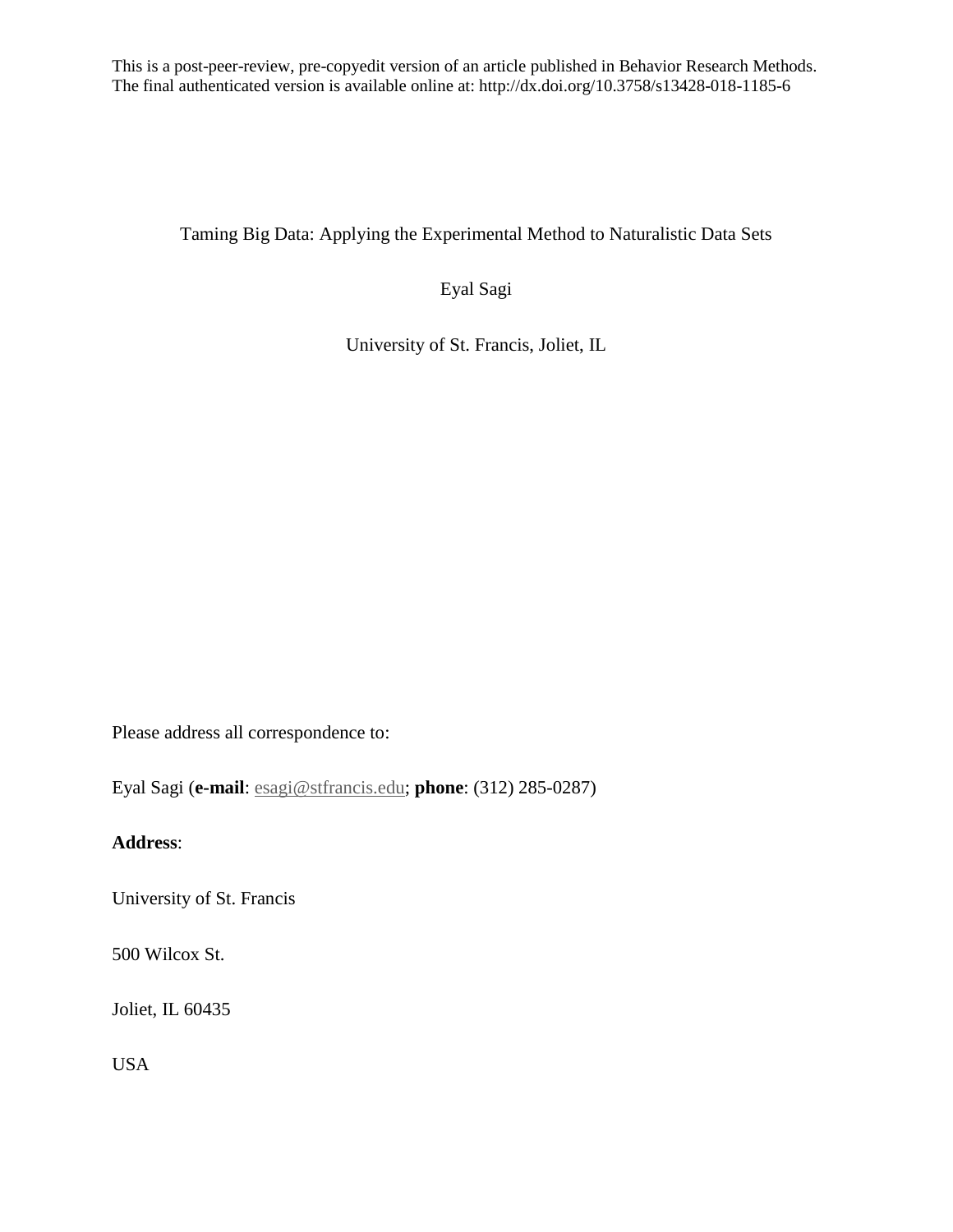This is a post-peer-review, pre-copyedit version of an article published in Behavior Research Methods. The final authenticated version is available online at: http://dx.doi.org/10.3758/s13428-018-1185-6

# Taming Big Data: Applying the Experimental Method to Naturalistic Data Sets

Eyal Sagi

University of St. Francis, Joliet, IL

Please address all correspondence to:

Eyal Sagi (**e-mail**: esagi@stfrancis.edu; **phone**: (312) 285-0287)

**Address**:

University of St. Francis

500 Wilcox St.

Joliet, IL 60435

USA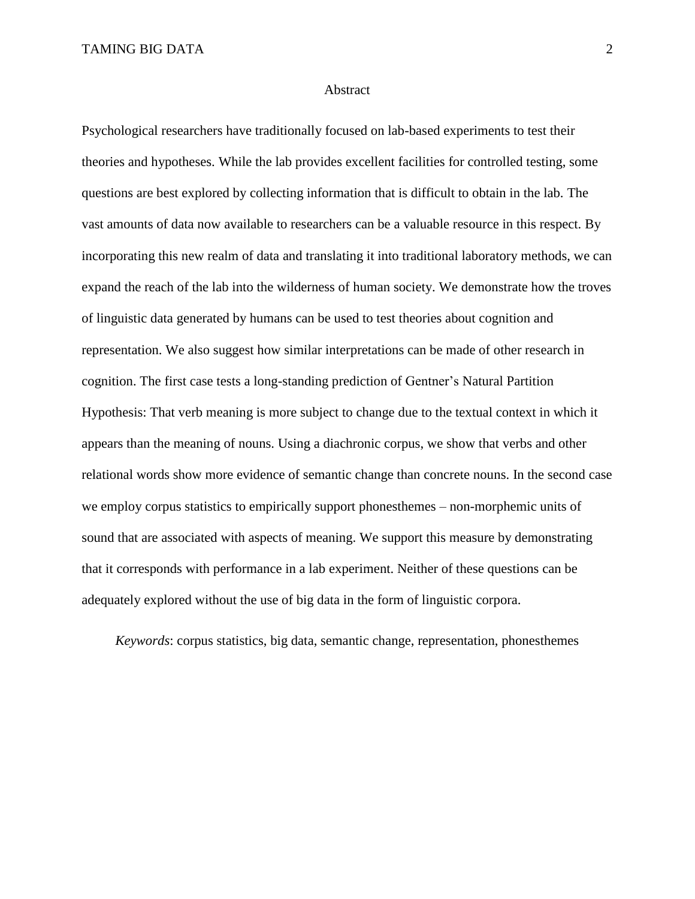# Abstract

Psychological researchers have traditionally focused on lab-based experiments to test their theories and hypotheses. While the lab provides excellent facilities for controlled testing, some questions are best explored by collecting information that is difficult to obtain in the lab. The vast amounts of data now available to researchers can be a valuable resource in this respect. By incorporating this new realm of data and translating it into traditional laboratory methods, we can expand the reach of the lab into the wilderness of human society. We demonstrate how the troves of linguistic data generated by humans can be used to test theories about cognition and representation. We also suggest how similar interpretations can be made of other research in cognition. The first case tests a long-standing prediction of Gentner's Natural Partition Hypothesis: That verb meaning is more subject to change due to the textual context in which it appears than the meaning of nouns. Using a diachronic corpus, we show that verbs and other relational words show more evidence of semantic change than concrete nouns. In the second case we employ corpus statistics to empirically support phonesthemes – non-morphemic units of sound that are associated with aspects of meaning. We support this measure by demonstrating that it corresponds with performance in a lab experiment. Neither of these questions can be adequately explored without the use of big data in the form of linguistic corpora.

*Keywords*: corpus statistics, big data, semantic change, representation, phonesthemes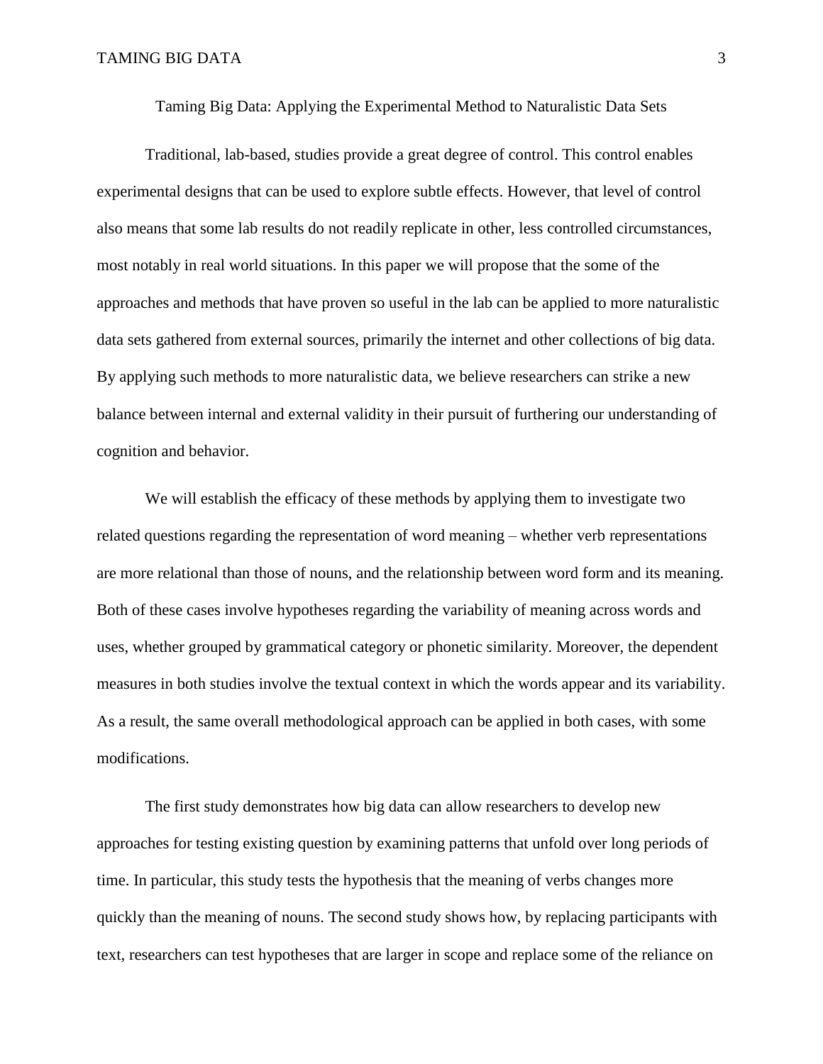# Taming Big Data: Applying the Experimental Method to Naturalistic Data Sets

Traditional, lab-based, studies provide a great degree of control. This control enables experimental designs that can be used to explore subtle effects. However, that level of control also means that some lab results do not readily replicate in other, less controlled circumstances, most notably in real world situations. In this paper we will propose that the some of the approaches and methods that have proven so useful in the lab can be applied to more naturalistic data sets gathered from external sources, primarily the internet and other collections of big data. By applying such methods to more naturalistic data, we believe researchers can strike a new balance between internal and external validity in their pursuit of furthering our understanding of cognition and behavior.

We will establish the efficacy of these methods by applying them to investigate two related questions regarding the representation of word meaning – whether verb representations are more relational than those of nouns, and the relationship between word form and its meaning. Both of these cases involve hypotheses regarding the variability of meaning across words and uses, whether grouped by grammatical category or phonetic similarity. Moreover, the dependent measures in both studies involve the textual context in which the words appear and its variability. As a result, the same overall methodological approach can be applied in both cases, with some modifications.

The first study demonstrates how big data can allow researchers to develop new approaches for testing existing question by examining patterns that unfold over long periods of time. In particular, this study tests the hypothesis that the meaning of verbs changes more quickly than the meaning of nouns. The second study shows how, by replacing participants with text, researchers can test hypotheses that are larger in scope and replace some of the reliance on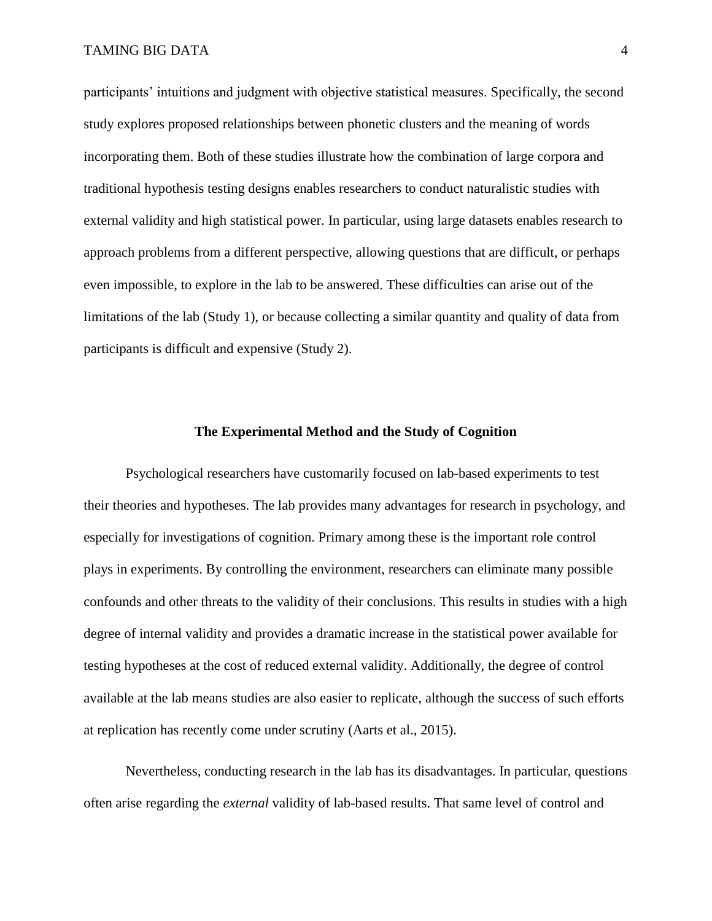participants' intuitions and judgment with objective statistical measures. Specifically, the second study explores proposed relationships between phonetic clusters and the meaning of words incorporating them. Both of these studies illustrate how the combination of large corpora and traditional hypothesis testing designs enables researchers to conduct naturalistic studies with external validity and high statistical power. In particular, using large datasets enables research to approach problems from a different perspective, allowing questions that are difficult, or perhaps even impossible, to explore in the lab to be answered. These difficulties can arise out of the limitations of the lab (Study 1), or because collecting a similar quantity and quality of data from participants is difficult and expensive (Study 2).

## The Experimental Method and the Study of Cognition

Psychological researchers have customarily focused on lab-based experiments to test their theories and hypotheses. The lab provides many advantages for research in psychology, and especially for investigations of cognition. Primary among these is the important role control plays in experiments. By controlling the environment, researchers can eliminate many possible confounds and other threats to the validity of their conclusions. This results in studies with a high degree of internal validity and provides a dramatic increase in the statistical power available for testing hypotheses at the cost of reduced external validity. Additionally, the degree of control available at the lab means studies are also easier to replicate, although the success of such efforts at replication has recently come under scrutiny (Aarts et al., 2015).

Nevertheless, conducting research in the lab has its disadvantages. In particular, questions often arise regarding the *external* validity of lab-based results. That same level of control and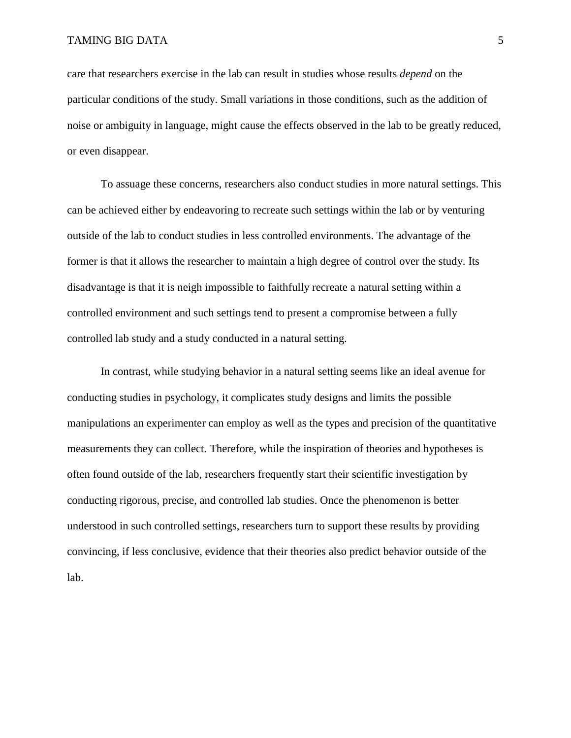care that researchers exercise in the lab can result in studies whose results *depend* on the particular conditions of the study. Small variations in those conditions, such as the addition of noise or ambiguity in language, might cause the effects observed in the lab to be greatly reduced, or even disappear.

To assuage these concerns, researchers also conduct studies in more natural settings. This can be achieved either by endeavoring to recreate such settings within the lab or by venturing outside of the lab to conduct studies in less controlled environments. The advantage of the former is that it allows the researcher to maintain a high degree of control over the study. Its disadvantage is that it is neigh impossible to faithfully recreate a natural setting within a controlled environment and such settings tend to present a compromise between a fully controlled lab study and a study conducted in a natural setting.

In contrast, while studying behavior in a natural setting seems like an ideal avenue for conducting studies in psychology, it complicates study designs and limits the possible manipulations an experimenter can employ as well as the types and precision of the quantitative measurements they can collect. Therefore, while the inspiration of theories and hypotheses is often found outside of the lab, researchers frequently start their scientific investigation by conducting rigorous, precise, and controlled lab studies. Once the phenomenon is better understood in such controlled settings, researchers turn to support these results by providing convincing, if less conclusive, evidence that their theories also predict behavior outside of the lab.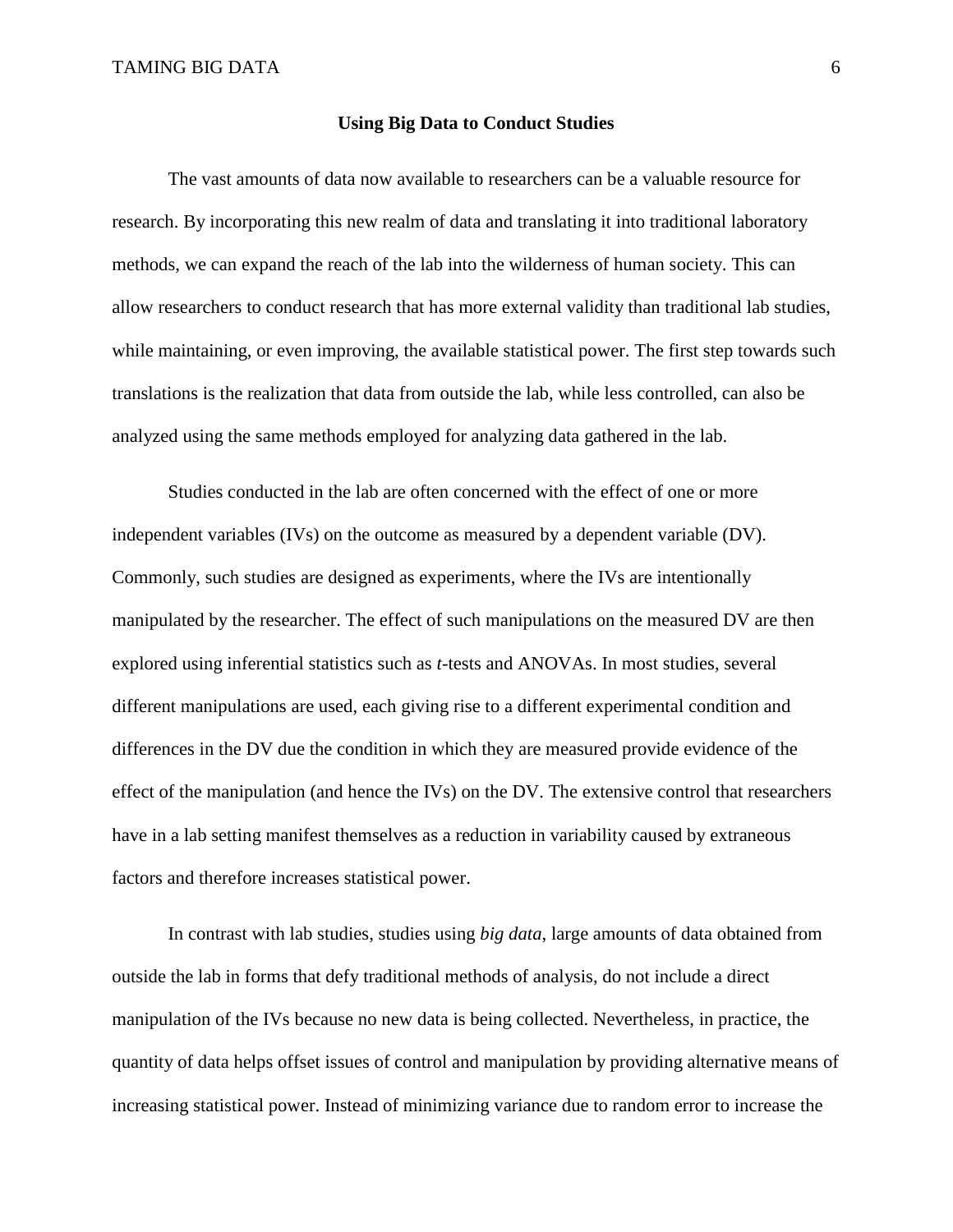## Using Big Data to Conduct Studies

The vast amounts of data now available to researchers can be a valuable resource for research. By incorporating this new realm of data and translating it into traditional laboratory methods, we can expand the reach of the lab into the wilderness of human society. This can allow researchers to conduct research that has more external validity than traditional lab studies, while maintaining, or even improving, the available statistical power. The first step towards such translations is the realization that data from outside the lab, while less controlled, can also be analyzed using the same methods employed for analyzing data gathered in the lab.

Studies conducted in the lab are often concerned with the effect of one or more independent variables (IVs) on the outcome as measured by a dependent variable (DV). Commonly, such studies are designed as experiments, where the IVs are intentionally manipulated by the researcher. The effect of such manipulations on the measured DV are then explored using inferential statistics such as *t*-tests and ANOVAs. In most studies, several different manipulations are used, each giving rise to a different experimental condition and differences in the DV due the condition in which they are measured provide evidence of the effect of the manipulation (and hence the IVs) on the DV. The extensive control that researchers have in a lab setting manifest themselves as a reduction in variability caused by extraneous factors and therefore increases statistical power.

In contrast with lab studies, studies using *big data*, large amounts of data obtained from outside the lab in forms that defy traditional methods of analysis, do not include a direct manipulation of the IVs because no new data is being collected. Nevertheless, in practice, the quantity of data helps offset issues of control and manipulation by providing alternative means of increasing statistical power. Instead of minimizing variance due to random error to increase the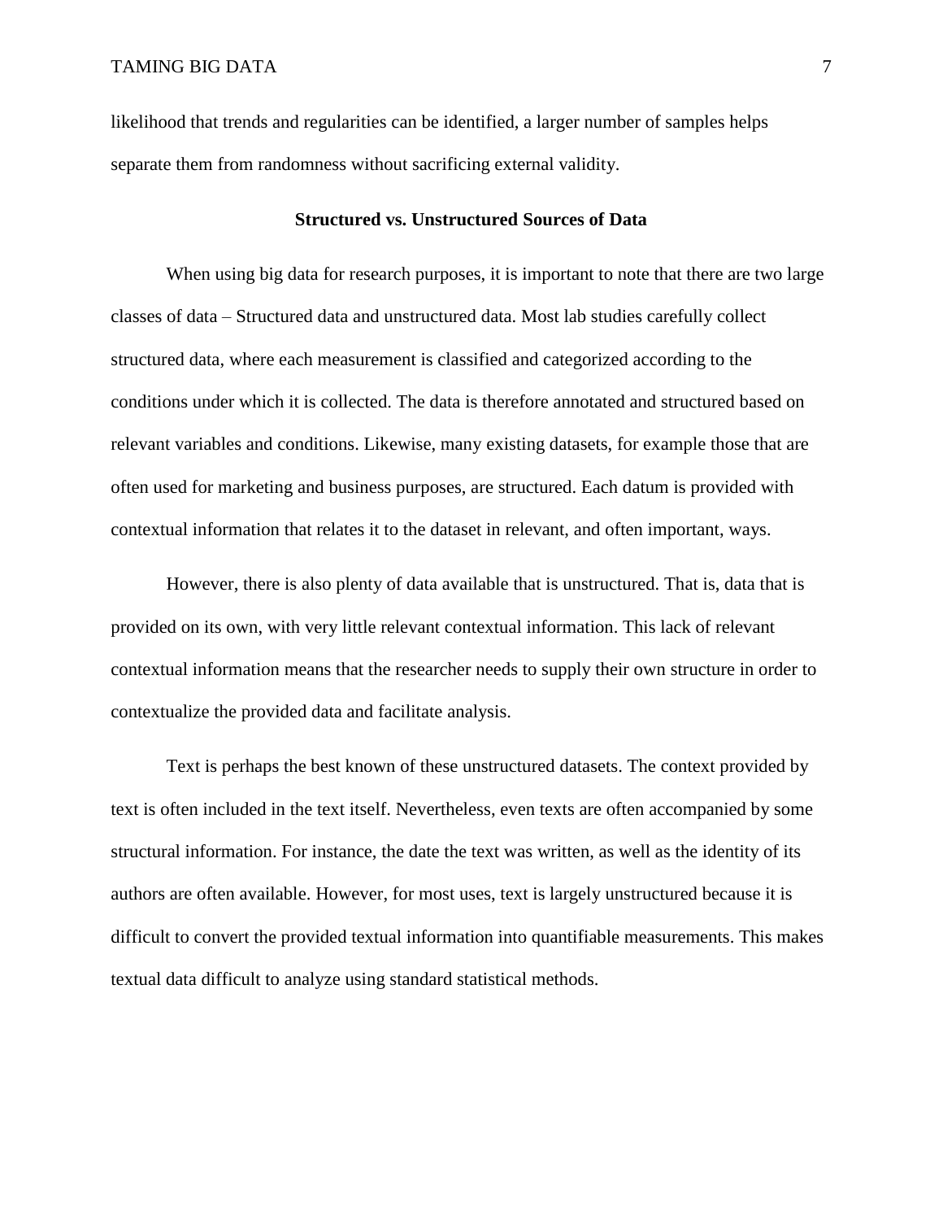likelihood that trends and regularities can be identified, a larger number of samples helps separate them from randomness without sacrificing external validity.

## Structured vs. Unstructured Sources of Data

When using big data for research purposes, it is important to note that there are two large classes of data – Structured data and unstructured data. Most lab studies carefully collect structured data, where each measurement is classified and categorized according to the conditions under which it is collected. The data is therefore annotated and structured based on relevant variables and conditions. Likewise, many existing datasets, for example those that are often used for marketing and business purposes, are structured. Each datum is provided with contextual information that relates it to the dataset in relevant, and often important, ways.

However, there is also plenty of data available that is unstructured. That is, data that is provided on its own, with very little relevant contextual information. This lack of relevant contextual information means that the researcher needs to supply their own structure in order to contextualize the provided data and facilitate analysis.

Text is perhaps the best known of these unstructured datasets. The context provided by text is often included in the text itself. Nevertheless, even texts are often accompanied by some structural information. For instance, the date the text was written, as well as the identity of its authors are often available. However, for most uses, text is largely unstructured because it is difficult to convert the provided textual information into quantifiable measurements. This makes textual data difficult to analyze using standard statistical methods.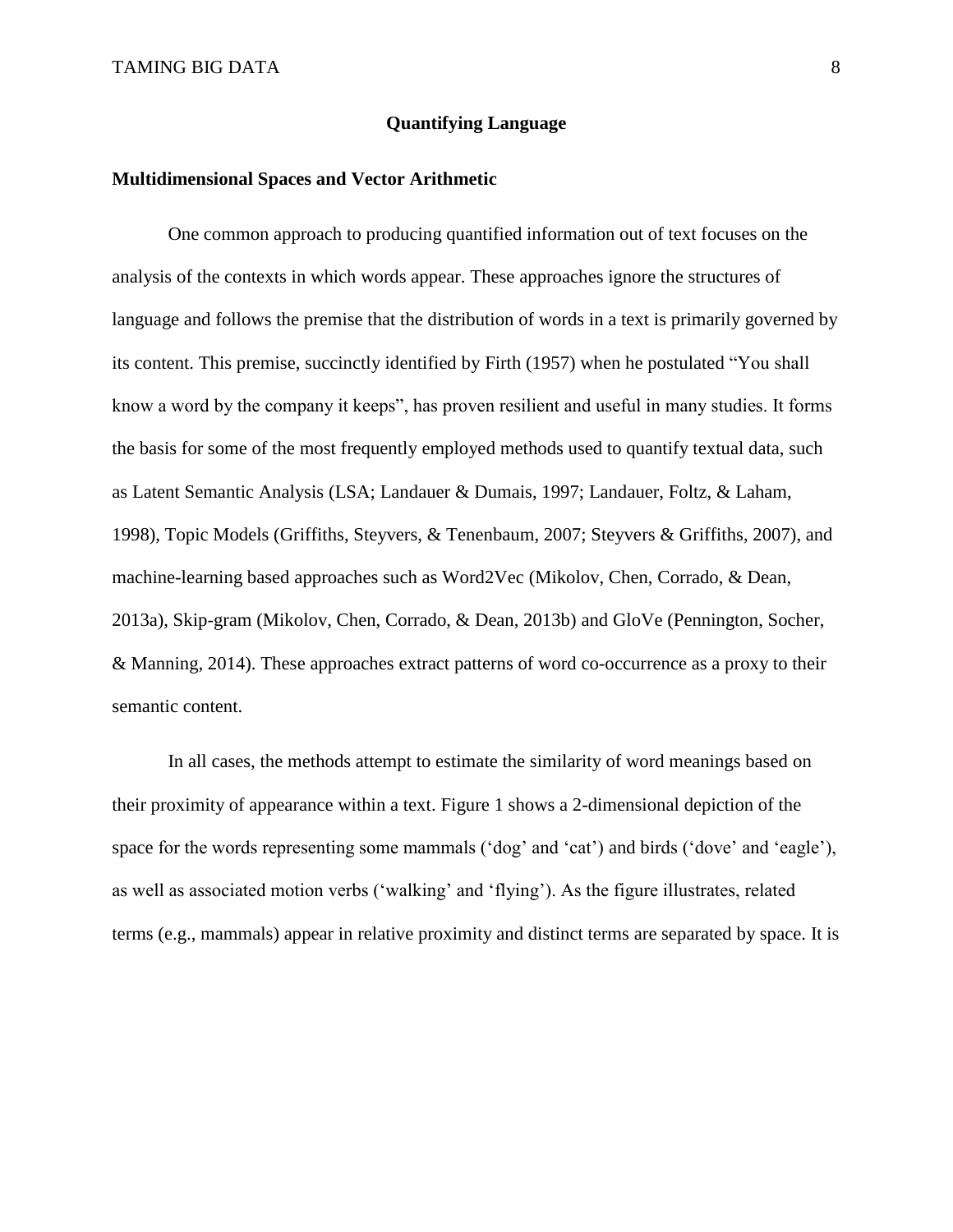## Quantifying Language

### Multidimensional Spaces and Vector Arithmetic

One common approach to producing quantified information out of text focuses on the analysis of the contexts in which words appear. These approaches ignore the structures of language and follows the premise that the distribution of words in a text is primarily governed by its content. This premise, succinctly identified by Firth (1957) when he postulated "You shall know a word by the company it keeps", has proven resilient and useful in many studies. It forms the basis for some of the most frequently employed methods used to quantify textual data, such as Latent Semantic Analysis (LSA; Landauer & Dumais, 1997; Landauer, Foltz, & Laham, 1998), Topic Models (Griffiths, Steyvers, & Tenenbaum, 2007; Steyvers & Griffiths, 2007), and machine-learning based approaches such as Word2Vec (Mikolov, Chen, Corrado, & Dean, 2013a), Skip-gram (Mikolov, Chen, Corrado, & Dean, 2013b) and GloVe (Pennington, Socher, & Manning, 2014). These approaches extract patterns of word co-occurrence as a proxy to their semantic content.

In all cases, the methods attempt to estimate the similarity of word meanings based on their proximity of appearance within a text. Figure 1 shows a 2-dimensional depiction of the space for the words representing some mammals ('dog' and 'cat') and birds ('dove' and 'eagle'), as well as associated motion verbs ('walking' and 'flying'). As the figure illustrates, related terms (e.g., mammals) appear in relative proximity and distinct terms are separated by space. It is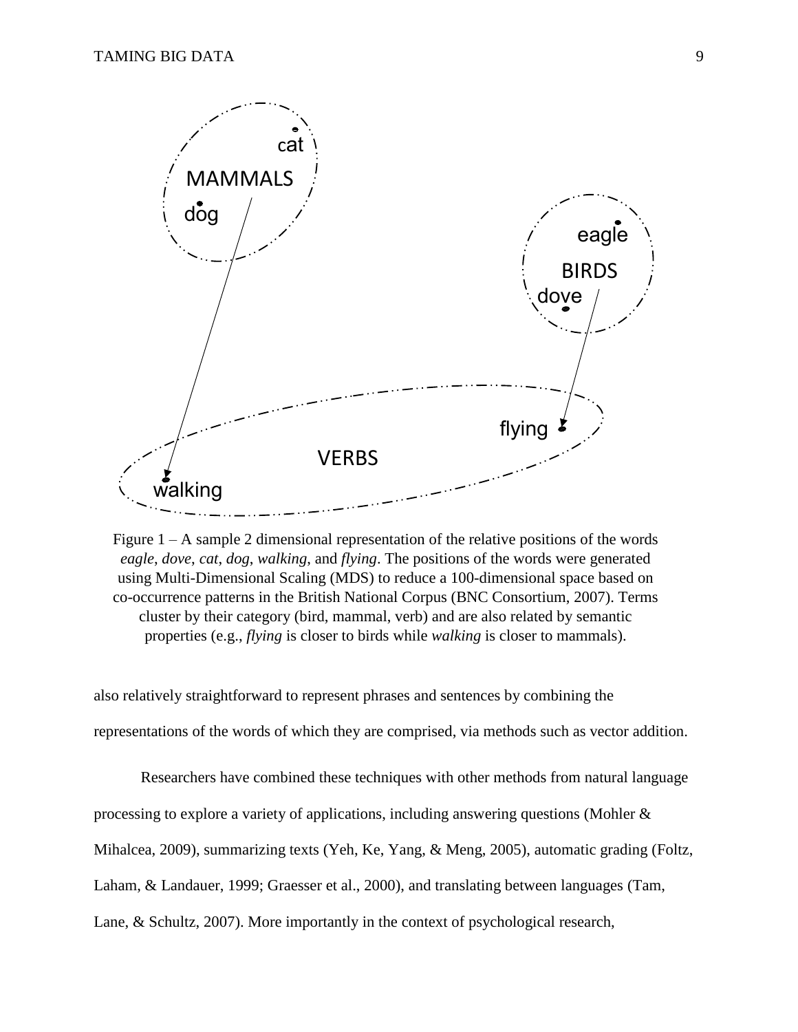Figure 1 – A sample 2 dimensional representation of the relative positions of the words *eagle*, *dove*, *cat*, *dog*, *walking*, and *flying*. The positions of the words were generated using Multi-Dimensional Scaling (MDS) to reduce a 100-dimensional space based on co-occurrence patterns in the British National Corpus (BNC Consortium, 2007). Terms cluster by their category (bird, mammal, verb) and are also related by semantic properties (e.g., *flying* is closer to birds while *walking* is closer to mammals).

also relatively straightforward to represent phrases and sentences by combining the representations of the words of which they are comprised, via methods such as vector addition.

Researchers have combined these techniques with other methods from natural language processing to explore a variety of applications, including answering questions (Mohler & Mihalcea, 2009), summarizing texts (Yeh, Ke, Yang, & Meng, 2005), automatic grading (Foltz, Laham, & Landauer, 1999; Graesser et al., 2000), and translating between languages (Tam, Lane, & Schultz, 2007). More importantly in the context of psychological research,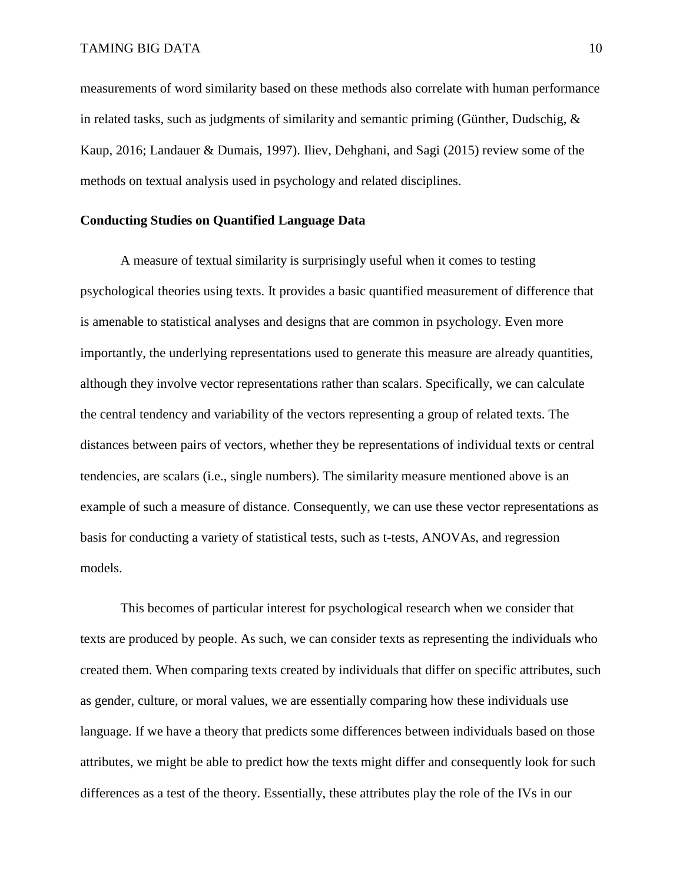measurements of word similarity based on these methods also correlate with human performance in related tasks, such as judgments of similarity and semantic priming (Günther, Dudschig, & Kaup, 2016; Landauer & Dumais, 1997). Iliev, Dehghani, and Sagi (2015) review some of the methods on textual analysis used in psychology and related disciplines.

**Conducting Studies on Quantified Language Data**

A measure of textual similarity is surprisingly useful when it comes to testing psychological theories using texts. It provides a basic quantified measurement of difference that is amenable to statistical analyses and designs that are common in psychology. Even more importantly, the underlying representations used to generate this measure are already quantities, although they involve vector representations rather than scalars. Specifically, we can calculate the central tendency and variability of the vectors representing a group of related texts. The distances between pairs of vectors, whether they be representations of individual texts or central tendencies, are scalars (i.e., single numbers). The similarity measure mentioned above is an example of such a measure of distance. Consequently, we can use these vector representations as basis for conducting a variety of statistical tests, such as t-tests, ANOVAs, and regression models.

This becomes of particular interest for psychological research when we consider that texts are produced by people. As such, we can consider texts as representing the individuals who created them. When comparing texts created by individuals that differ on specific attributes, such as gender, culture, or moral values, we are essentially comparing how these individuals use language. If we have a theory that predicts some differences between individuals based on those attributes, we might be able to predict how the texts might differ and consequently look for such differences as a test of the theory. Essentially, these attributes play the role of the IVs in our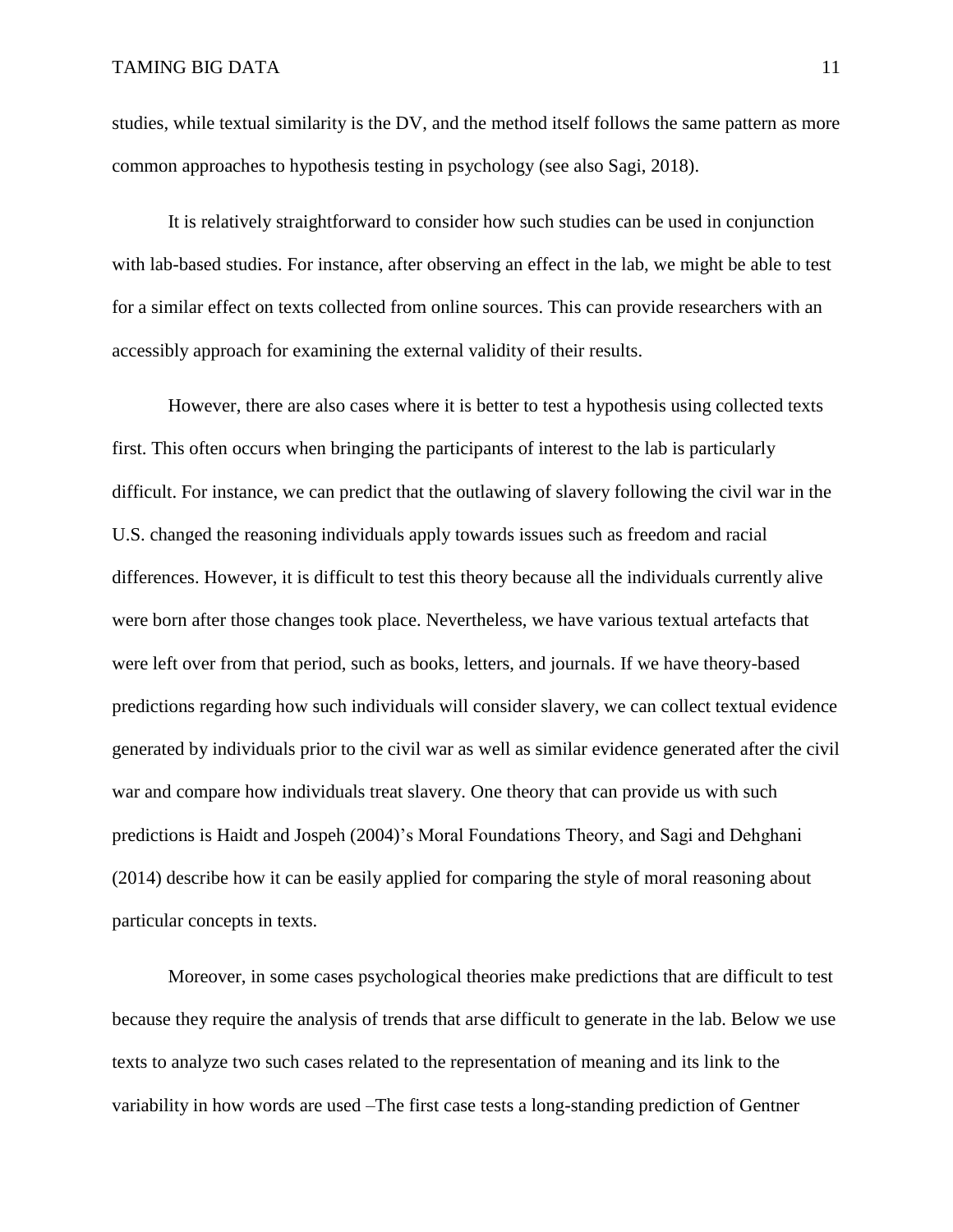studies, while textual similarity is the DV, and the method itself follows the same pattern as more common approaches to hypothesis testing in psychology (see also Sagi, 2018).

It is relatively straightforward to consider how such studies can be used in conjunction with lab-based studies. For instance, after observing an effect in the lab, we might be able to test for a similar effect on texts collected from online sources. This can provide researchers with an accessibly approach for examining the external validity of their results.

However, there are also cases where it is better to test a hypothesis using collected texts first. This often occurs when bringing the participants of interest to the lab is particularly difficult. For instance, we can predict that the outlawing of slavery following the civil war in the U.S. changed the reasoning individuals apply towards issues such as freedom and racial differences. However, it is difficult to test this theory because all the individuals currently alive were born after those changes took place. Nevertheless, we have various textual artefacts that were left over from that period, such as books, letters, and journals. If we have theory-based predictions regarding how such individuals will consider slavery, we can collect textual evidence generated by individuals prior to the civil war as well as similar evidence generated after the civil war and compare how individuals treat slavery. One theory that can provide us with such predictions is Haidt and Jospeh (2004)'s Moral Foundations Theory, and Sagi and Dehghani (2014) describe how it can be easily applied for comparing the style of moral reasoning about particular concepts in texts.

Moreover, in some cases psychological theories make predictions that are difficult to test because they require the analysis of trends that arse difficult to generate in the lab. Below we use texts to analyze two such cases related to the representation of meaning and its link to the variability in how words are used –The first case tests a long-standing prediction of Gentner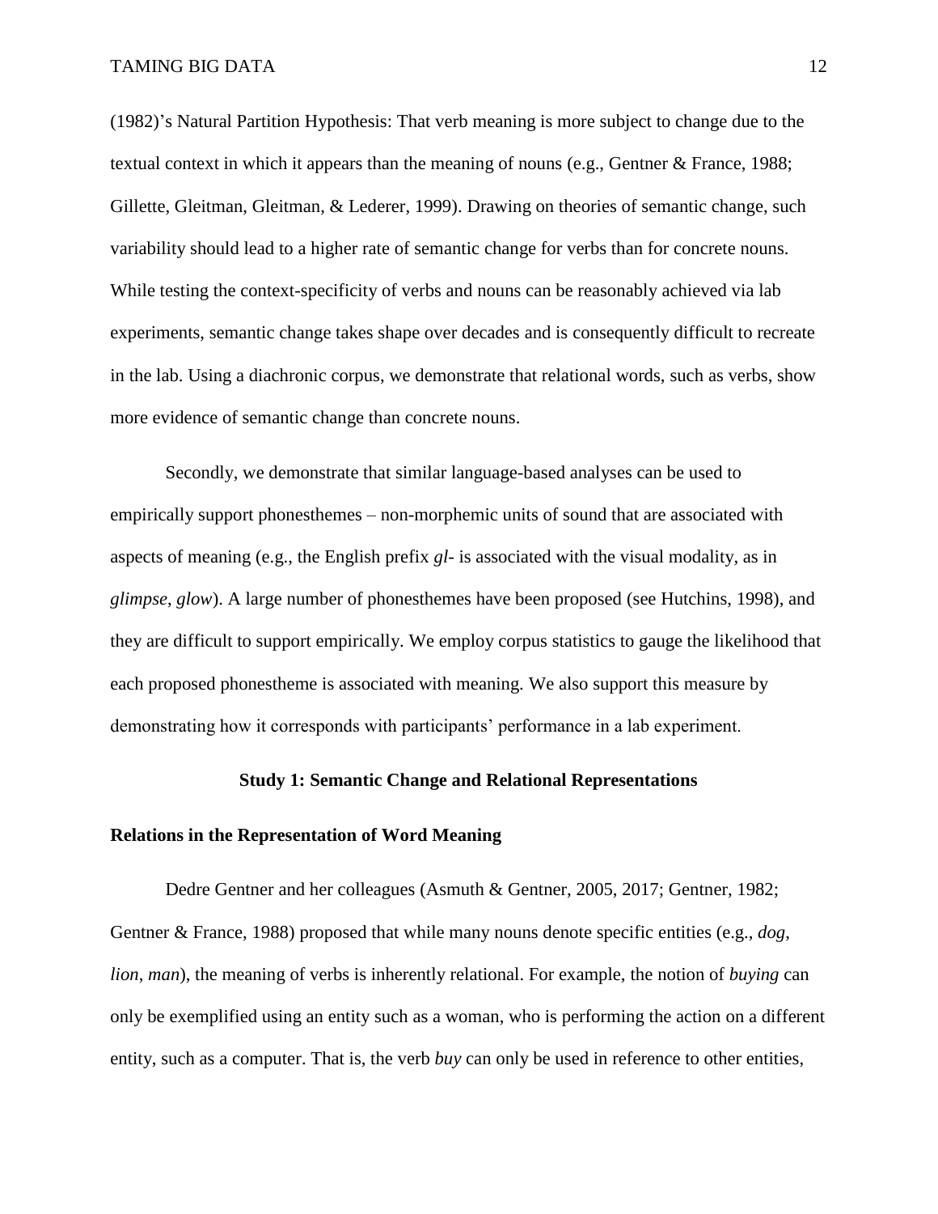(1982)'s Natural Partition Hypothesis: That verb meaning is more subject to change due to the textual context in which it appears than the meaning of nouns (e.g., Gentner & France, 1988; Gillette, Gleitman, Gleitman, & Lederer, 1999). Drawing on theories of semantic change, such variability should lead to a higher rate of semantic change for verbs than for concrete nouns. While testing the context-specificity of verbs and nouns can be reasonably achieved via lab experiments, semantic change takes shape over decades and is consequently difficult to recreate in the lab. Using a diachronic corpus, we demonstrate that relational words, such as verbs, show more evidence of semantic change than concrete nouns.

Secondly, we demonstrate that similar language-based analyses can be used to empirically support phonesthemes – non-morphemic units of sound that are associated with aspects of meaning (e.g., the English prefix *gl-* is associated with the visual modality, as in *glimpse*, *glow*). A large number of phonesthemes have been proposed (see Hutchins, 1998), and they are difficult to support empirically. We employ corpus statistics to gauge the likelihood that each proposed phonestheme is associated with meaning. We also support this measure by demonstrating how it corresponds with participants' performance in a lab experiment.

## Study 1: Semantic Change and Relational Representations

### Relations in the Representation of Word Meaning

Dedre Gentner and her colleagues (Asmuth & Gentner, 2005, 2017; Gentner, 1982; Gentner & France, 1988) proposed that while many nouns denote specific entities (e.g., *dog*, *lion*, *man*), the meaning of verbs is inherently relational. For example, the notion of *buying* can only be exemplified using an entity such as a woman, who is performing the action on a different entity, such as a computer. That is, the verb *buy* can only be used in reference to other entities,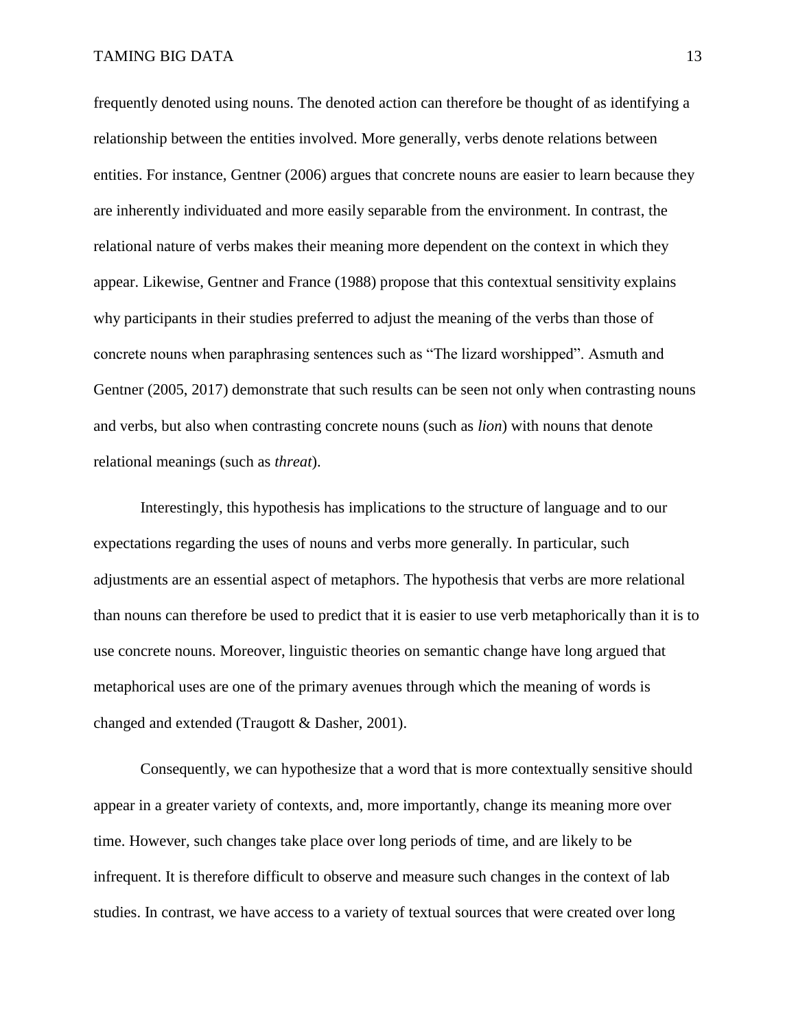frequently denoted using nouns. The denoted action can therefore be thought of as identifying a relationship between the entities involved. More generally, verbs denote relations between entities. For instance, Gentner (2006) argues that concrete nouns are easier to learn because they are inherently individuated and more easily separable from the environment. In contrast, the relational nature of verbs makes their meaning more dependent on the context in which they appear. Likewise, Gentner and France (1988) propose that this contextual sensitivity explains why participants in their studies preferred to adjust the meaning of the verbs than those of concrete nouns when paraphrasing sentences such as "The lizard worshipped". Asmuth and Gentner (2005, 2017) demonstrate that such results can be seen not only when contrasting nouns and verbs, but also when contrasting concrete nouns (such as *lion*) with nouns that denote relational meanings (such as *threat*).

Interestingly, this hypothesis has implications to the structure of language and to our expectations regarding the uses of nouns and verbs more generally. In particular, such adjustments are an essential aspect of metaphors. The hypothesis that verbs are more relational than nouns can therefore be used to predict that it is easier to use verb metaphorically than it is to use concrete nouns. Moreover, linguistic theories on semantic change have long argued that metaphorical uses are one of the primary avenues through which the meaning of words is changed and extended (Traugott & Dasher, 2001).

Consequently, we can hypothesize that a word that is more contextually sensitive should appear in a greater variety of contexts, and, more importantly, change its meaning more over time. However, such changes take place over long periods of time, and are likely to be infrequent. It is therefore difficult to observe and measure such changes in the context of lab studies. In contrast, we have access to a variety of textual sources that were created over long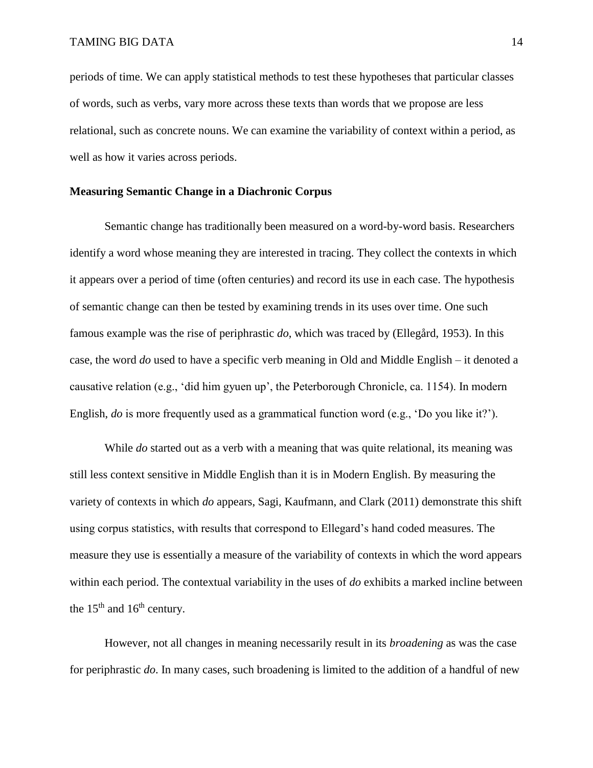periods of time. We can apply statistical methods to test these hypotheses that particular classes of words, such as verbs, vary more across these texts than words that we propose are less relational, such as concrete nouns. We can examine the variability of context within a period, as well as how it varies across periods.

## Measuring Semantic Change in a Diachronic Corpus

Semantic change has traditionally been measured on a word-by-word basis. Researchers identify a word whose meaning they are interested in tracing. They collect the contexts in which it appears over a period of time (often centuries) and record its use in each case. The hypothesis of semantic change can then be tested by examining trends in its uses over time. One such famous example was the rise of periphrastic *do*, which was traced by (Ellegård, 1953). In this case, the word *do* used to have a specific verb meaning in Old and Middle English – it denoted a causative relation (e.g., 'did him gyuen up', the Peterborough Chronicle, ca. 1154). In modern English, *do* is more frequently used as a grammatical function word (e.g., 'Do you like it?').

While *do* started out as a verb with a meaning that was quite relational, its meaning was still less context sensitive in Middle English than it is in Modern English. By measuring the variety of contexts in which *do* appears, Sagi, Kaufmann, and Clark (2011) demonstrate this shift using corpus statistics, with results that correspond to Ellegard's hand coded measures. The measure they use is essentially a measure of the variability of contexts in which the word appears within each period. The contextual variability in the uses of *do* exhibits a marked incline between the 15th and 16th century.

However, not all changes in meaning necessarily result in its *broadening* as was the case for periphrastic *do*. In many cases, such broadening is limited to the addition of a handful of new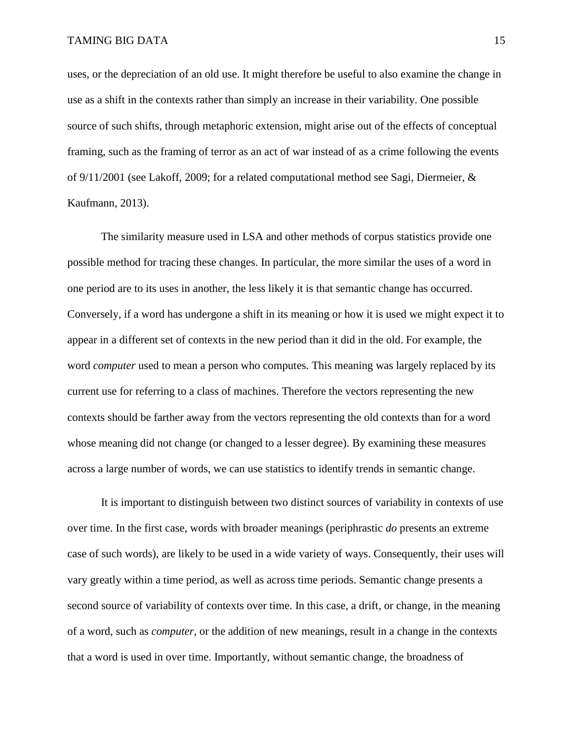uses, or the depreciation of an old use. It might therefore be useful to also examine the change in use as a shift in the contexts rather than simply an increase in their variability. One possible source of such shifts, through metaphoric extension, might arise out of the effects of conceptual framing, such as the framing of terror as an act of war instead of as a crime following the events of 9/11/2001 (see Lakoff, 2009; for a related computational method see Sagi, Diermeier, & Kaufmann, 2013).

The similarity measure used in LSA and other methods of corpus statistics provide one possible method for tracing these changes. In particular, the more similar the uses of a word in one period are to its uses in another, the less likely it is that semantic change has occurred. Conversely, if a word has undergone a shift in its meaning or how it is used we might expect it to appear in a different set of contexts in the new period than it did in the old. For example, the word *computer* used to mean a person who computes. This meaning was largely replaced by its current use for referring to a class of machines. Therefore the vectors representing the new contexts should be farther away from the vectors representing the old contexts than for a word whose meaning did not change (or changed to a lesser degree). By examining these measures across a large number of words, we can use statistics to identify trends in semantic change.

It is important to distinguish between two distinct sources of variability in contexts of use over time. In the first case, words with broader meanings (periphrastic *do* presents an extreme case of such words), are likely to be used in a wide variety of ways. Consequently, their uses will vary greatly within a time period, as well as across time periods. Semantic change presents a second source of variability of contexts over time. In this case, a drift, or change, in the meaning of a word, such as *computer*, or the addition of new meanings, result in a change in the contexts that a word is used in over time. Importantly, without semantic change, the broadness of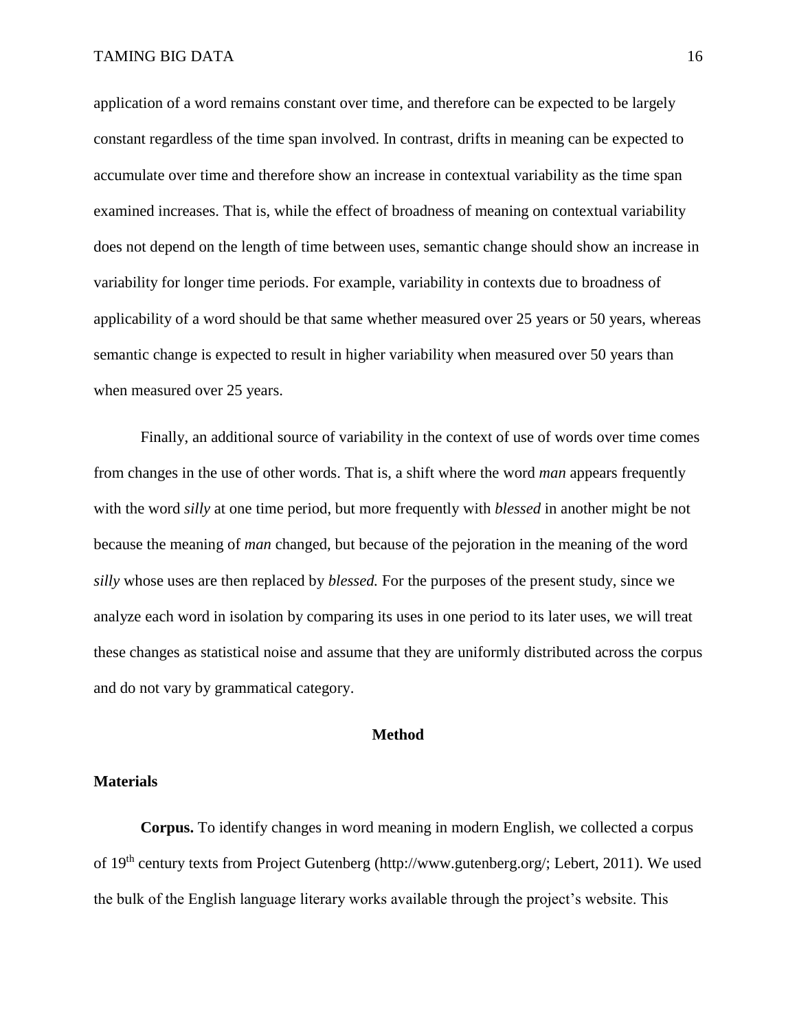application of a word remains constant over time, and therefore can be expected to be largely constant regardless of the time span involved. In contrast, drifts in meaning can be expected to accumulate over time and therefore show an increase in contextual variability as the time span examined increases. That is, while the effect of broadness of meaning on contextual variability does not depend on the length of time between uses, semantic change should show an increase in variability for longer time periods. For example, variability in contexts due to broadness of applicability of a word should be that same whether measured over 25 years or 50 years, whereas semantic change is expected to result in higher variability when measured over 50 years than when measured over 25 years.

Finally, an additional source of variability in the context of use of words over time comes from changes in the use of other words. That is, a shift where the word *man* appears frequently with the word *silly* at one time period, but more frequently with *blessed* in another might be not because the meaning of *man* changed, but because of the pejoration in the meaning of the word *silly* whose uses are then replaced by *blessed.* For the purposes of the present study, since we analyze each word in isolation by comparing its uses in one period to its later uses, we will treat these changes as statistical noise and assume that they are uniformly distributed across the corpus and do not vary by grammatical category.

## Method

### Materials

**Corpus.** To identify changes in word meaning in modern English, we collected a corpus of 19th century texts from Project Gutenberg (http://www.gutenberg.org/; Lebert, 2011). We used the bulk of the English language literary works available through the project's website. This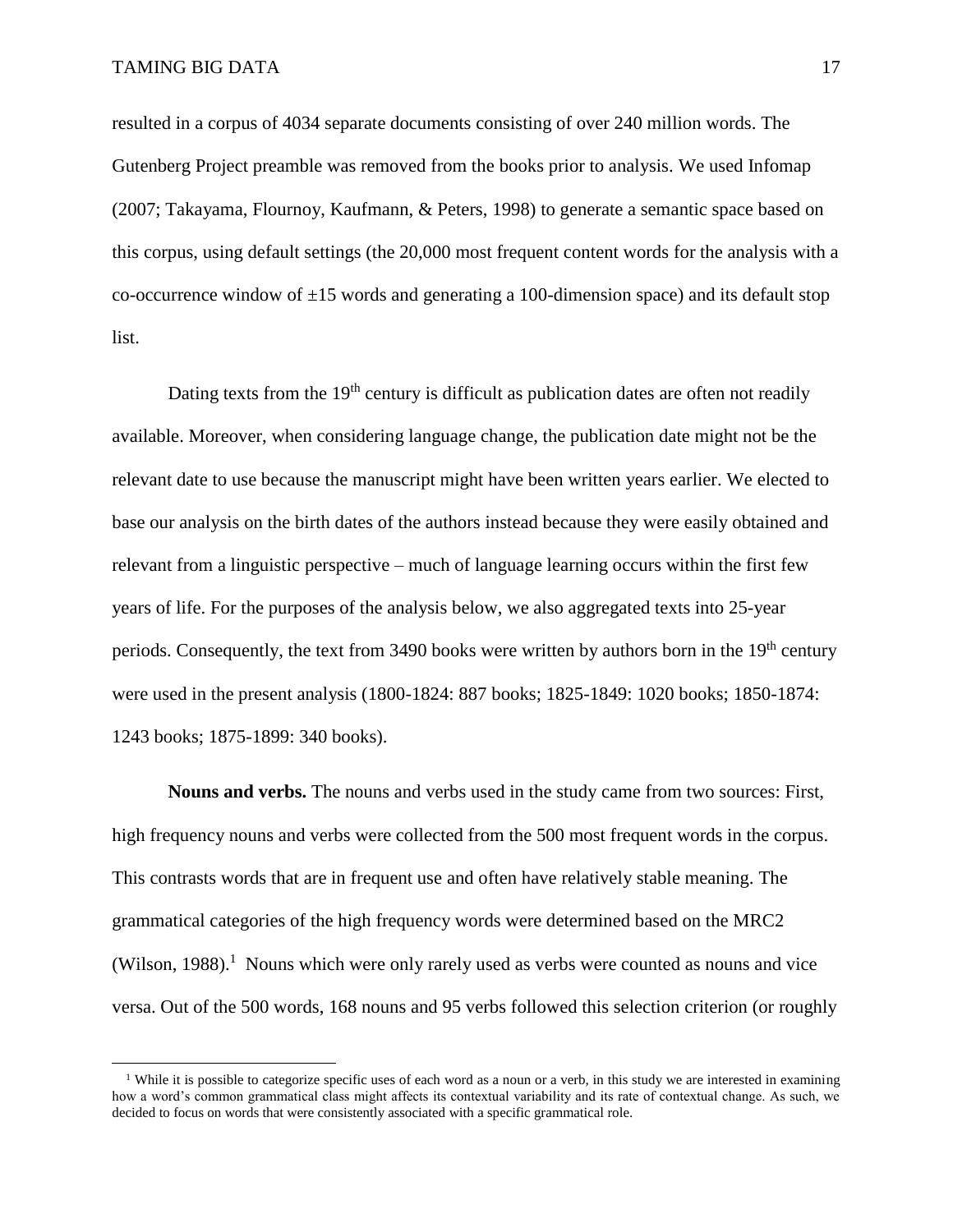resulted in a corpus of 4034 separate documents consisting of over 240 million words. The Gutenberg Project preamble was removed from the books prior to analysis. We used Infomap (2007; Takayama, Flournoy, Kaufmann, & Peters, 1998) to generate a semantic space based on this corpus, using default settings (the 20,000 most frequent content words for the analysis with a co-occurrence window of ±15 words and generating a 100-dimension space) and its default stop list.

Dating texts from the 19th century is difficult as publication dates are often not readily available. Moreover, when considering language change, the publication date might not be the relevant date to use because the manuscript might have been written years earlier. We elected to base our analysis on the birth dates of the authors instead because they were easily obtained and relevant from a linguistic perspective – much of language learning occurs within the first few years of life. For the purposes of the analysis below, we also aggregated texts into 25-year periods. Consequently, the text from 3490 books were written by authors born in the 19th century were used in the present analysis (1800-1824: 887 books; 1825-1849: 1020 books; 1850-1874: 1243 books; 1875-1899: 340 books).

**Nouns and verbs.** The nouns and verbs used in the study came from two sources: First, high frequency nouns and verbs were collected from the 500 most frequent words in the corpus. This contrasts words that are in frequent use and often have relatively stable meaning. The grammatical categories of the high frequency words were determined based on the MRC2 (Wilson, 1988).[1] Nouns which were only rarely used as verbs were counted as nouns and vice versa. Out of the 500 words, 168 nouns and 95 verbs followed this selection criterion (or roughly

[1] While it is possible to categorize specific uses of each word as a noun or a verb, in this study we are interested in examining how a word's common grammatical class might affects its contextual variability and its rate of contextual change. As such, we decided to focus on words that were consistently associated with a specific grammatical role.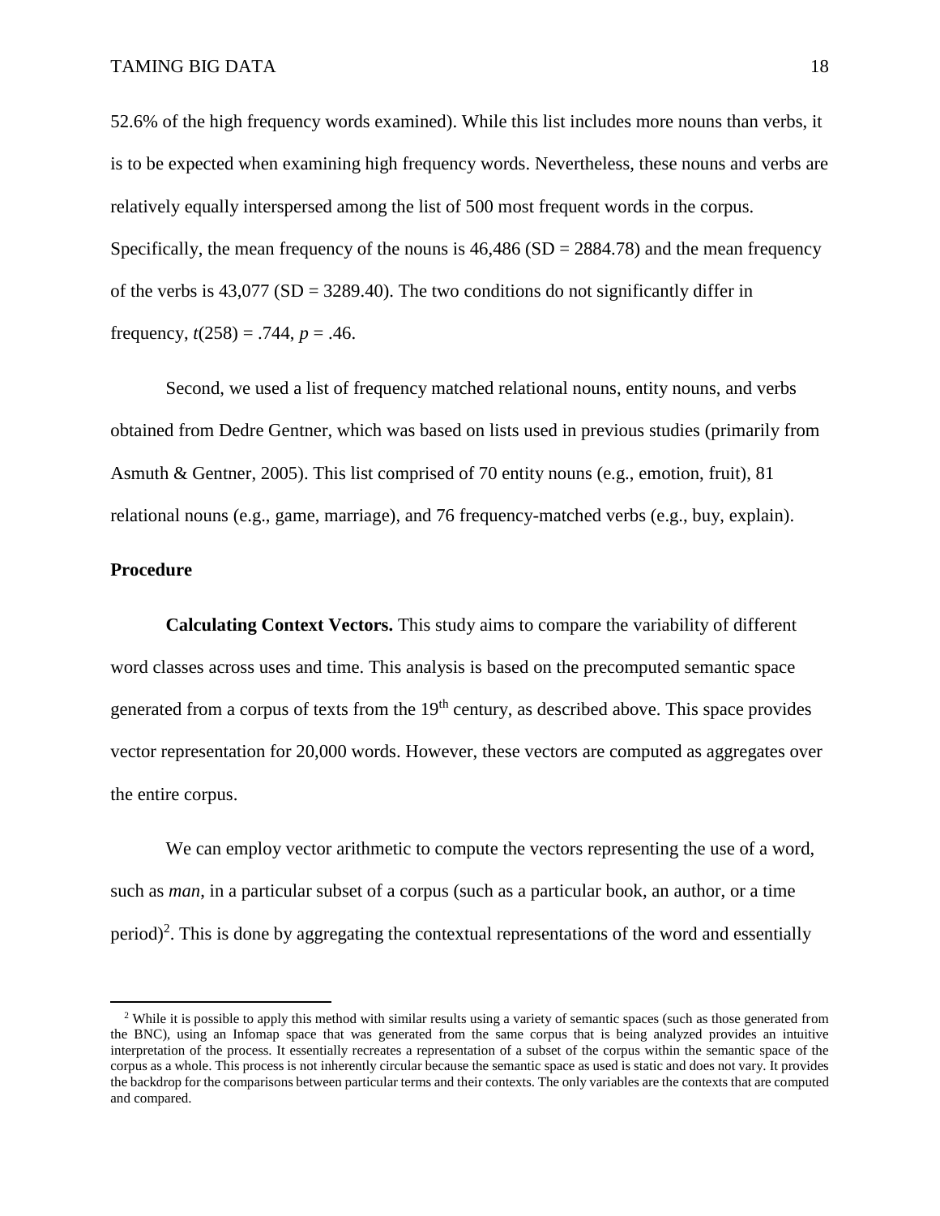52.6% of the high frequency words examined). While this list includes more nouns than verbs, it is to be expected when examining high frequency words. Nevertheless, these nouns and verbs are relatively equally interspersed among the list of 500 most frequent words in the corpus. Specifically, the mean frequency of the nouns is 46,486 (SD = 2884.78) and the mean frequency of the verbs is 43,077 (SD = 3289.40). The two conditions do not significantly differ in frequency, $t(258) = .744$, $p = .46$.

Second, we used a list of frequency matched relational nouns, entity nouns, and verbs obtained from Dedre Gentner, which was based on lists used in previous studies (primarily from Asmuth & Gentner, 2005). This list comprised of 70 entity nouns (e.g., emotion, fruit), 81 relational nouns (e.g., game, marriage), and 76 frequency-matched verbs (e.g., buy, explain).

### Procedure

**Calculating Context Vectors.** This study aims to compare the variability of different word classes across uses and time. This analysis is based on the precomputed semantic space generated from a corpus of texts from the 19th century, as described above. This space provides vector representation for 20,000 words. However, these vectors are computed as aggregates over the entire corpus.

We can employ vector arithmetic to compute the vectors representing the use of a word, such as *man*, in a particular subset of a corpus (such as a particular book, an author, or a time period)[2]. This is done by aggregating the contextual representations of the word and essentially

[2] While it is possible to apply this method with similar results using a variety of semantic spaces (such as those generated from the BNC), using an Infomap space that was generated from the same corpus that is being analyzed provides an intuitive interpretation of the process. It essentially recreates a representation of a subset of the corpus within the semantic space of the corpus as a whole. This process is not inherently circular because the semantic space as used is static and does not vary. It provides the backdrop for the comparisons between particular terms and their contexts. The only variables are the contexts that are computed and compared.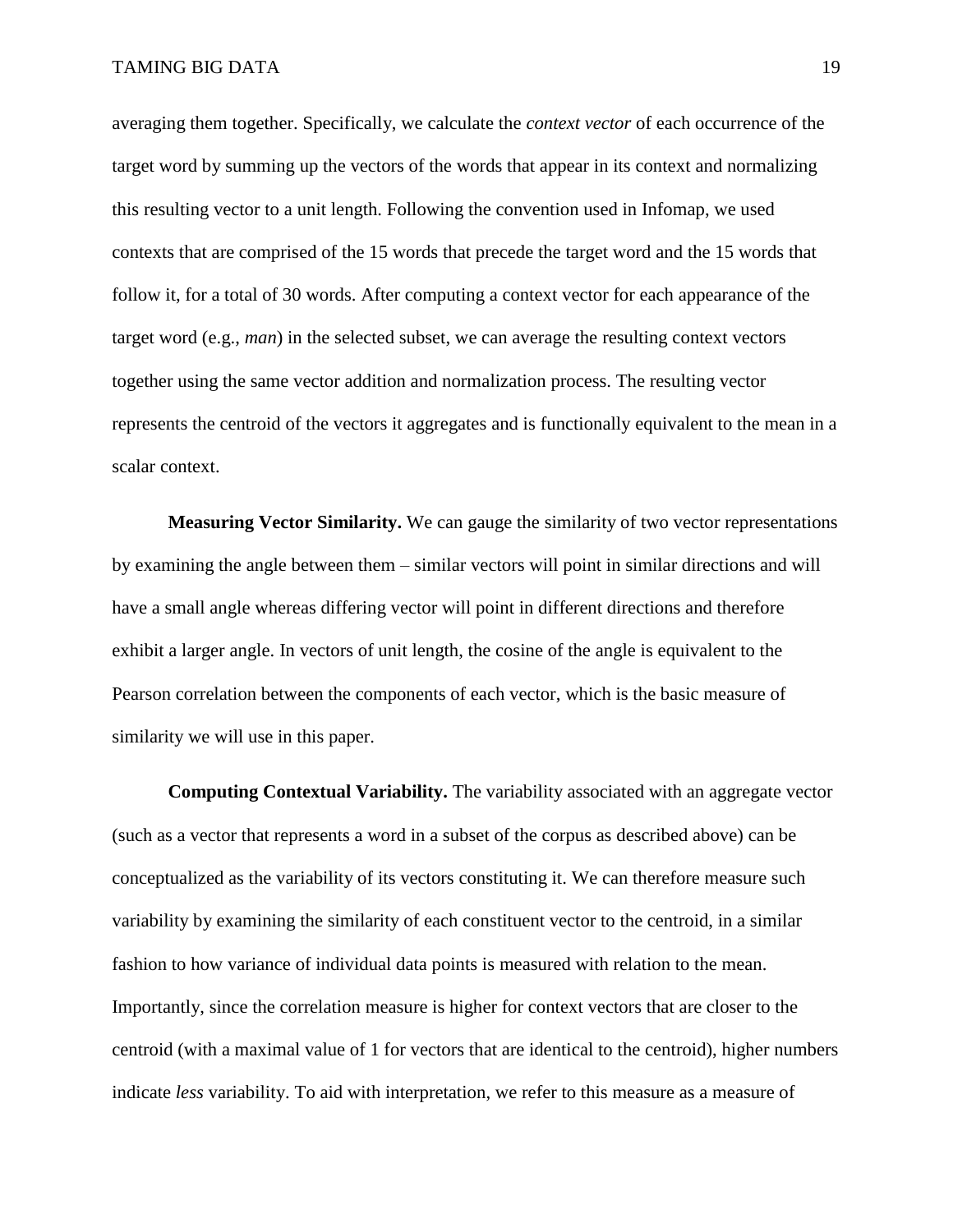averaging them together. Specifically, we calculate the *context vector* of each occurrence of the target word by summing up the vectors of the words that appear in its context and normalizing this resulting vector to a unit length. Following the convention used in Infomap, we used contexts that are comprised of the 15 words that precede the target word and the 15 words that follow it, for a total of 30 words. After computing a context vector for each appearance of the target word (e.g., *man*) in the selected subset, we can average the resulting context vectors together using the same vector addition and normalization process. The resulting vector represents the centroid of the vectors it aggregates and is functionally equivalent to the mean in a scalar context.

**Measuring Vector Similarity.** We can gauge the similarity of two vector representations by examining the angle between them – similar vectors will point in similar directions and will have a small angle whereas differing vector will point in different directions and therefore exhibit a larger angle. In vectors of unit length, the cosine of the angle is equivalent to the Pearson correlation between the components of each vector, which is the basic measure of similarity we will use in this paper.

**Computing Contextual Variability.** The variability associated with an aggregate vector (such as a vector that represents a word in a subset of the corpus as described above) can be conceptualized as the variability of its vectors constituting it. We can therefore measure such variability by examining the similarity of each constituent vector to the centroid, in a similar fashion to how variance of individual data points is measured with relation to the mean. Importantly, since the correlation measure is higher for context vectors that are closer to the centroid (with a maximal value of 1 for vectors that are identical to the centroid), higher numbers indicate *less* variability. To aid with interpretation, we refer to this measure as a measure of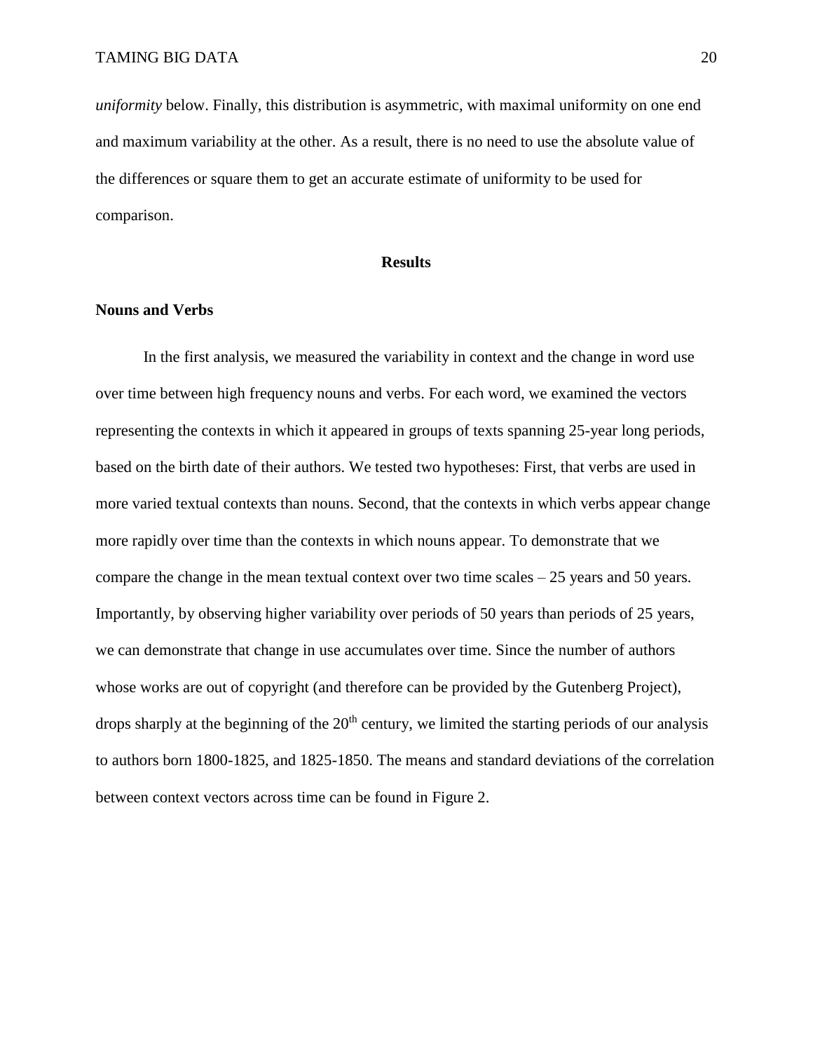*uniformity* below. Finally, this distribution is asymmetric, with maximal uniformity on one end and maximum variability at the other. As a result, there is no need to use the absolute value of the differences or square them to get an accurate estimate of uniformity to be used for comparison.

## Results

### Nouns and Verbs

In the first analysis, we measured the variability in context and the change in word use over time between high frequency nouns and verbs. For each word, we examined the vectors representing the contexts in which it appeared in groups of texts spanning 25-year long periods, based on the birth date of their authors. We tested two hypotheses: First, that verbs are used in more varied textual contexts than nouns. Second, that the contexts in which verbs appear change more rapidly over time than the contexts in which nouns appear. To demonstrate that we compare the change in the mean textual context over two time scales – 25 years and 50 years. Importantly, by observing higher variability over periods of 50 years than periods of 25 years, we can demonstrate that change in use accumulates over time. Since the number of authors whose works are out of copyright (and therefore can be provided by the Gutenberg Project), drops sharply at the beginning of the 20th century, we limited the starting periods of our analysis to authors born 1800-1825, and 1825-1850. The means and standard deviations of the correlation between context vectors across time can be found in Figure 2.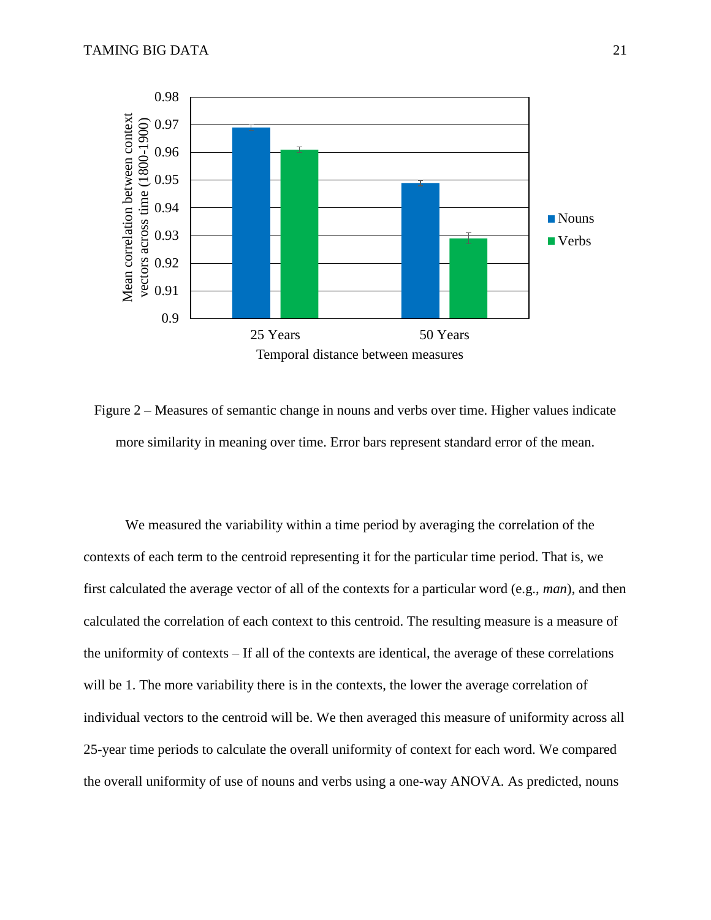Figure 2 – Measures of semantic change in nouns and verbs over time. Higher values indicate more similarity in meaning over time. Error bars represent standard error of the mean.

We measured the variability within a time period by averaging the correlation of the contexts of each term to the centroid representing it for the particular time period. That is, we first calculated the average vector of all of the contexts for a particular word (e.g., *man*), and then calculated the correlation of each context to this centroid. The resulting measure is a measure of the uniformity of contexts – If all of the contexts are identical, the average of these correlations will be 1. The more variability there is in the contexts, the lower the average correlation of individual vectors to the centroid will be. We then averaged this measure of uniformity across all 25-year time periods to calculate the overall uniformity of context for each word. We compared the overall uniformity of use of nouns and verbs using a one-way ANOVA. As predicted, nouns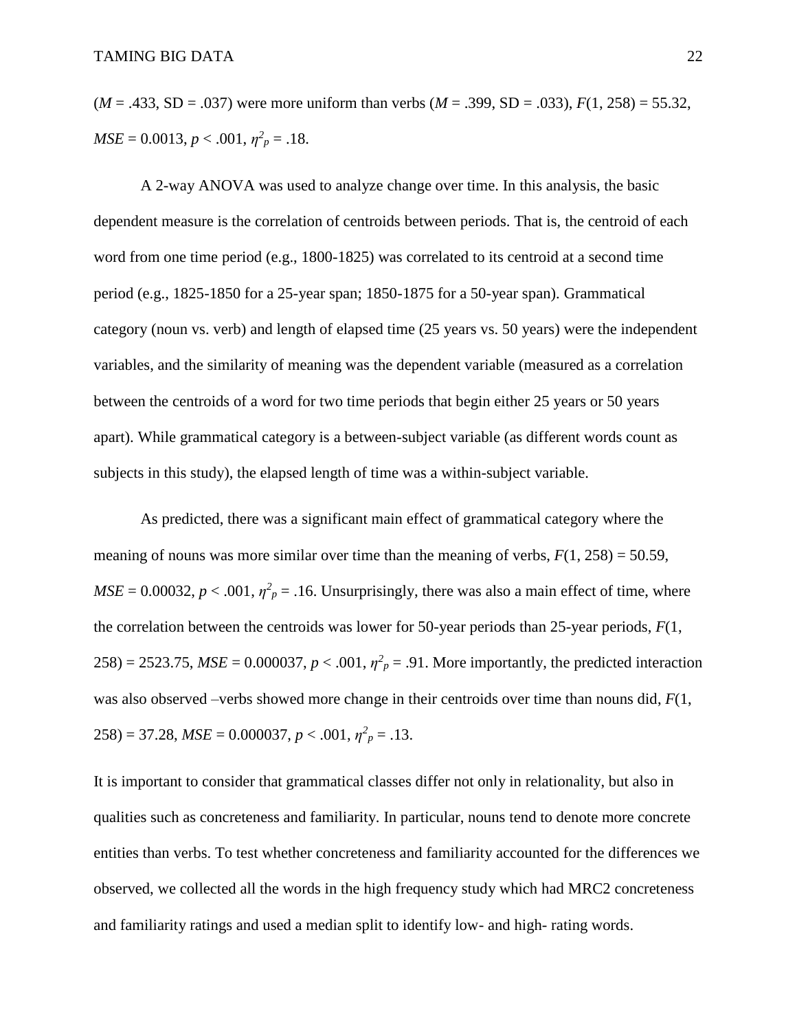($M$ = .433, SD = .037) were more uniform than verbs ($M$ = .399, SD = .033), $F(1, 258) = 55.32$, $MSE = 0.0013$, $p < .001$, $\eta^2_p = .18$.

A 2-way ANOVA was used to analyze change over time. In this analysis, the basic dependent measure is the correlation of centroids between periods. That is, the centroid of each word from one time period (e.g., 1800-1825) was correlated to its centroid at a second time period (e.g., 1825-1850 for a 25-year span; 1850-1875 for a 50-year span). Grammatical category (noun vs. verb) and length of elapsed time (25 years vs. 50 years) were the independent variables, and the similarity of meaning was the dependent variable (measured as a correlation between the centroids of a word for two time periods that begin either 25 years or 50 years apart). While grammatical category is a between-subject variable (as different words count as subjects in this study), the elapsed length of time was a within-subject variable.

As predicted, there was a significant main effect of grammatical category where the meaning of nouns was more similar over time than the meaning of verbs, $F(1, 258) = 50.59$, $MSE = 0.00032$, $p < .001$, $\eta^2_p = .16$. Unsurprisingly, there was also a main effect of time, where the correlation between the centroids was lower for 50-year periods than 25-year periods, $F(1, 258) = 2523.75$, $MSE = 0.000037$, $p < .001$, $\eta^2_p = .91$. More importantly, the predicted interaction was also observed –verbs showed more change in their centroids over time than nouns did, $F(1, 258) = 37.28$, $MSE = 0.000037$, $p < .001$, $\eta^2_p = .13$.

It is important to consider that grammatical classes differ not only in relationality, but also in qualities such as concreteness and familiarity. In particular, nouns tend to denote more concrete entities than verbs. To test whether concreteness and familiarity accounted for the differences we observed, we collected all the words in the high frequency study which had MRC2 concreteness and familiarity ratings and used a median split to identify low- and high- rating words.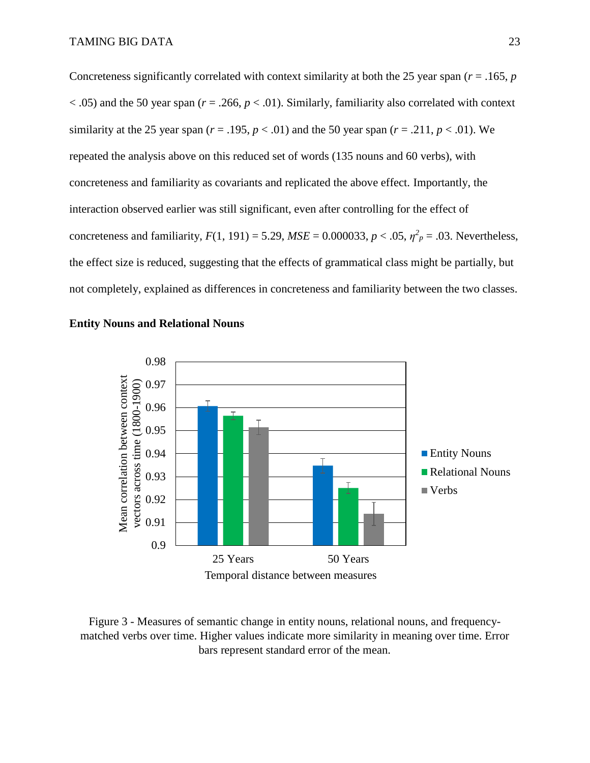Concreteness significantly correlated with context similarity at both the 25 year span ($r$ = .165, $p$ < .05) and the 50 year span ($r$ = .266, $p$ < .01). Similarly, familiarity also correlated with context similarity at the 25 year span ($r$ = .195, $p$ < .01) and the 50 year span ($r$ = .211, $p$ < .01). We repeated the analysis above on this reduced set of words (135 nouns and 60 verbs), with concreteness and familiarity as covariants and replicated the above effect. Importantly, the interaction observed earlier was still significant, even after controlling for the effect of concreteness and familiarity, $F(1, 191) = 5.29$, $MSE = 0.000033$, $p < .05$, $\eta^2_p = .03$. Nevertheless, the effect size is reduced, suggesting that the effects of grammatical class might be partially, but not completely, explained as differences in concreteness and familiarity between the two classes.

**Entity Nouns and Relational Nouns**

Figure 3 - Measures of semantic change in entity nouns, relational nouns, and frequency-matched verbs over time. Higher values indicate more similarity in meaning over time. Error bars represent standard error of the mean.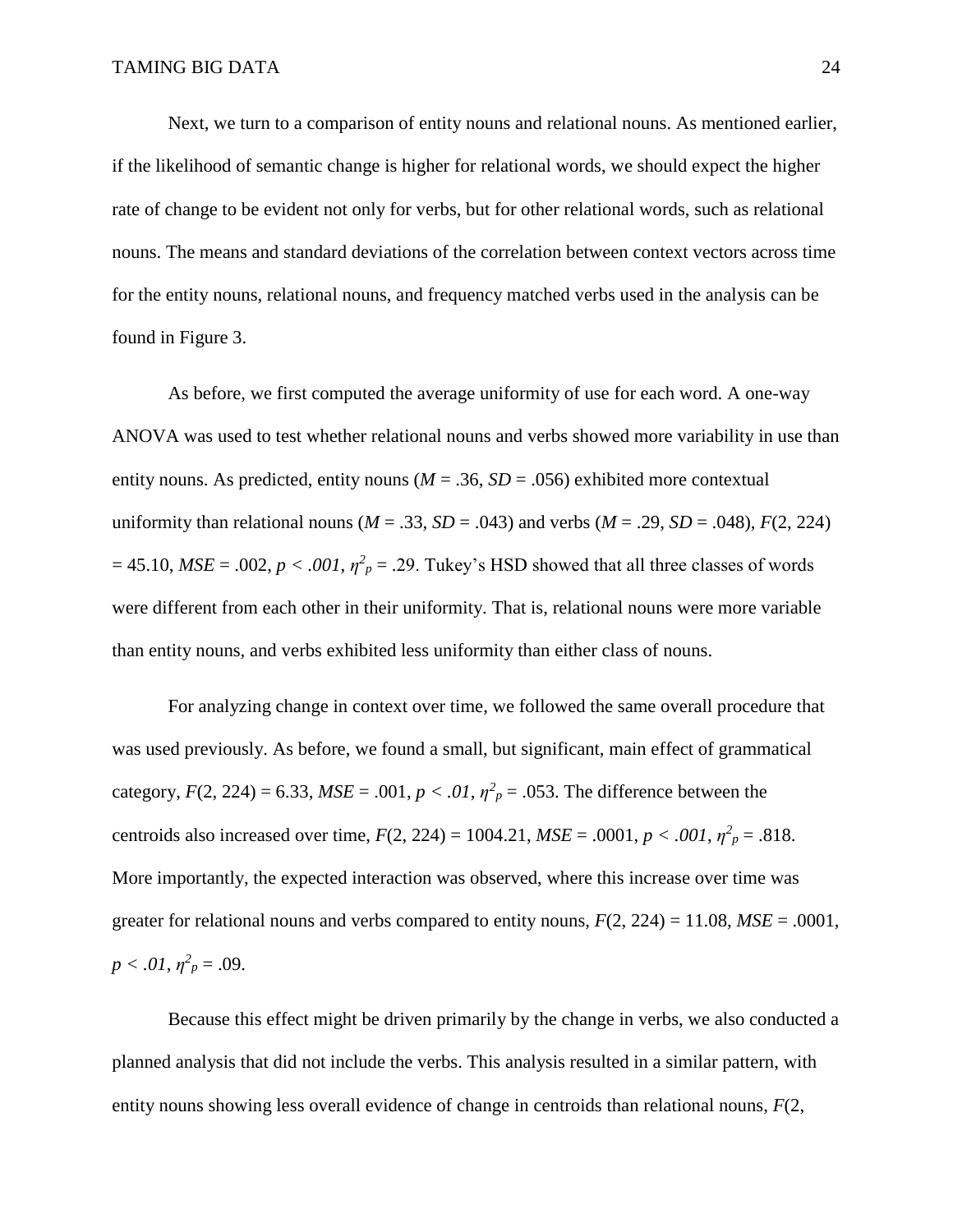Next, we turn to a comparison of entity nouns and relational nouns. As mentioned earlier, if the likelihood of semantic change is higher for relational words, we should expect the higher rate of change to be evident not only for verbs, but for other relational words, such as relational nouns. The means and standard deviations of the correlation between context vectors across time for the entity nouns, relational nouns, and frequency matched verbs used in the analysis can be found in Figure 3.

As before, we first computed the average uniformity of use for each word. A one-way ANOVA was used to test whether relational nouns and verbs showed more variability in use than entity nouns. As predicted, entity nouns ($M = .36$, $SD = .056$) exhibited more contextual uniformity than relational nouns ($M = .33$, $SD = .043$) and verbs ($M = .29$, $SD = .048$), $F(2, 224) = 45.10$, $MSE = .002$, $p < .001$, $\eta^2_p = .29$. Tukey's HSD showed that all three classes of words were different from each other in their uniformity. That is, relational nouns were more variable than entity nouns, and verbs exhibited less uniformity than either class of nouns.

For analyzing change in context over time, we followed the same overall procedure that was used previously. As before, we found a small, but significant, main effect of grammatical category, $F(2, 224) = 6.33$, $MSE = .001$, $p < .01$, $\eta^2_p = .053$. The difference between the centroids also increased over time, $F(2, 224) = 1004.21$, $MSE = .0001$, $p < .001$, $\eta^2_p = .818$. More importantly, the expected interaction was observed, where this increase over time was greater for relational nouns and verbs compared to entity nouns, $F(2, 224) = 11.08$, $MSE = .0001$, $p < .01$, $\eta^2_p = .09$.

Because this effect might be driven primarily by the change in verbs, we also conducted a planned analysis that did not include the verbs. This analysis resulted in a similar pattern, with entity nouns showing less overall evidence of change in centroids than relational nouns, $F$(2,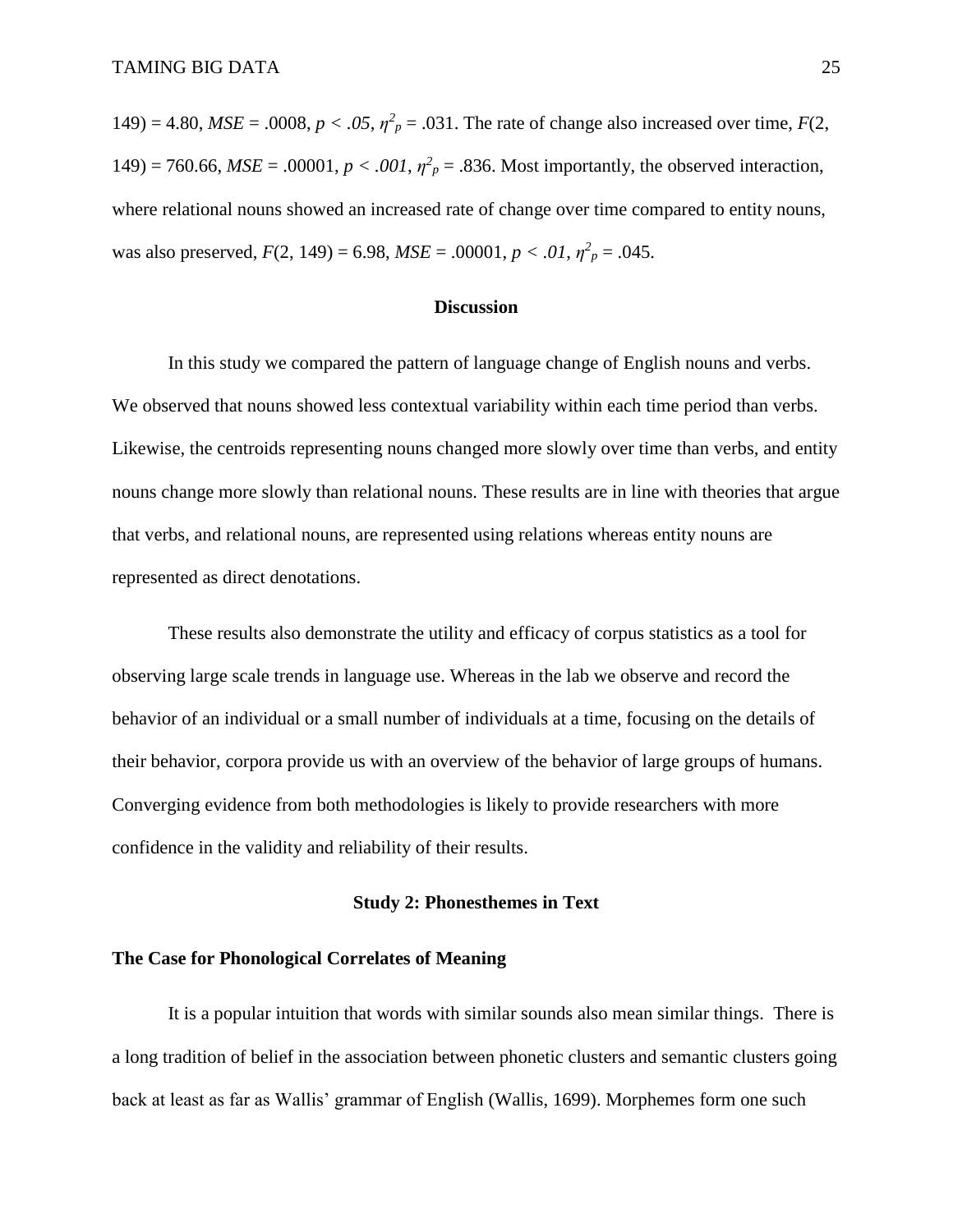149) = 4.80, *MSE* = .0008, $p < .05$, $\eta^2_p = .031$. The rate of change also increased over time, $F(2, 149) = 760.66$, *MSE* = .00001, $p < .001$, $\eta^2_p = .836$. Most importantly, the observed interaction, where relational nouns showed an increased rate of change over time compared to entity nouns, was also preserved, $F(2, 149) = 6.98$, *MSE* = .00001, $p < .01$, $\eta^2_p = .045$.

## Discussion

In this study we compared the pattern of language change of English nouns and verbs. We observed that nouns showed less contextual variability within each time period than verbs. Likewise, the centroids representing nouns changed more slowly over time than verbs, and entity nouns change more slowly than relational nouns. These results are in line with theories that argue that verbs, and relational nouns, are represented using relations whereas entity nouns are represented as direct denotations.

These results also demonstrate the utility and efficacy of corpus statistics as a tool for observing large scale trends in language use. Whereas in the lab we observe and record the behavior of an individual or a small number of individuals at a time, focusing on the details of their behavior, corpora provide us with an overview of the behavior of large groups of humans. Converging evidence from both methodologies is likely to provide researchers with more confidence in the validity and reliability of their results.

## Study 2: Phonesthemes in Text

### The Case for Phonological Correlates of Meaning

It is a popular intuition that words with similar sounds also mean similar things. There is a long tradition of belief in the association between phonetic clusters and semantic clusters going back at least as far as Wallis' grammar of English (Wallis, 1699). Morphemes form one such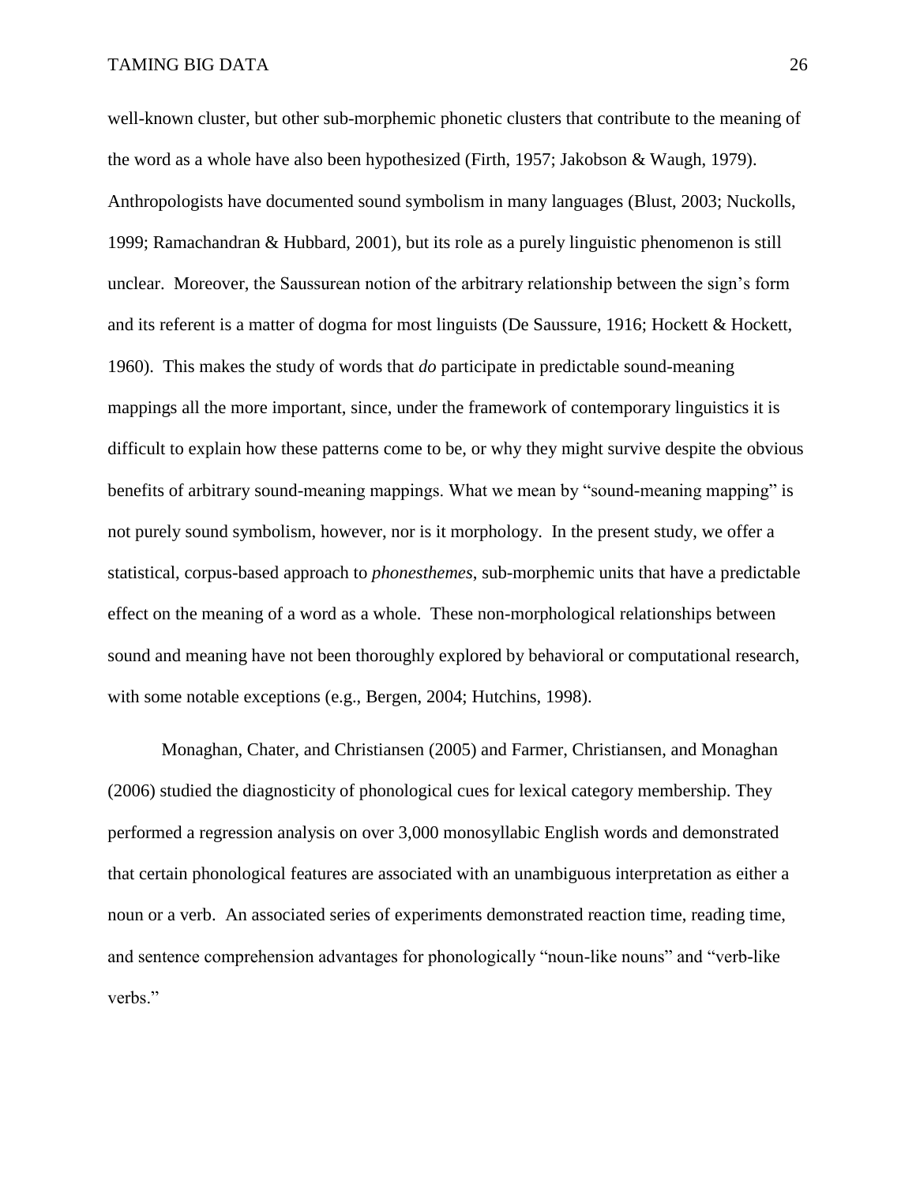well-known cluster, but other sub-morphemic phonetic clusters that contribute to the meaning of the word as a whole have also been hypothesized (Firth, 1957; Jakobson & Waugh, 1979). Anthropologists have documented sound symbolism in many languages (Blust, 2003; Nuckolls, 1999; Ramachandran & Hubbard, 2001), but its role as a purely linguistic phenomenon is still unclear. Moreover, the Saussurean notion of the arbitrary relationship between the sign's form and its referent is a matter of dogma for most linguists (De Saussure, 1916; Hockett & Hockett, 1960). This makes the study of words that *do* participate in predictable sound-meaning mappings all the more important, since, under the framework of contemporary linguistics it is difficult to explain how these patterns come to be, or why they might survive despite the obvious benefits of arbitrary sound-meaning mappings. What we mean by "sound-meaning mapping" is not purely sound symbolism, however, nor is it morphology. In the present study, we offer a statistical, corpus-based approach to *phonesthemes*, sub-morphemic units that have a predictable effect on the meaning of a word as a whole. These non-morphological relationships between sound and meaning have not been thoroughly explored by behavioral or computational research, with some notable exceptions (e.g., Bergen, 2004; Hutchins, 1998).

Monaghan, Chater, and Christiansen (2005) and Farmer, Christiansen, and Monaghan (2006) studied the diagnosticity of phonological cues for lexical category membership. They performed a regression analysis on over 3,000 monosyllabic English words and demonstrated that certain phonological features are associated with an unambiguous interpretation as either a noun or a verb. An associated series of experiments demonstrated reaction time, reading time, and sentence comprehension advantages for phonologically "noun-like nouns" and "verb-like verbs."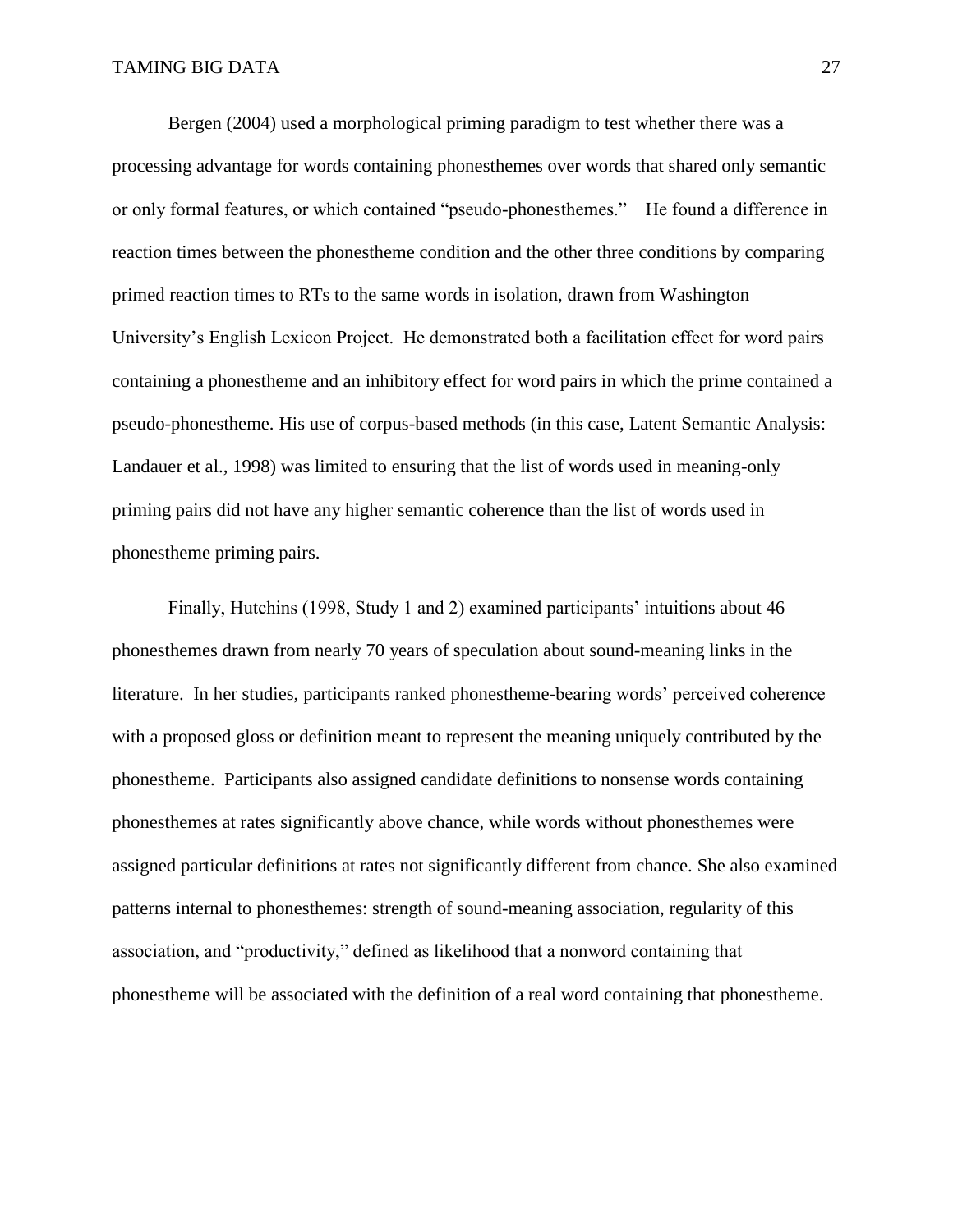Bergen (2004) used a morphological priming paradigm to test whether there was a processing advantage for words containing phonesthemes over words that shared only semantic or only formal features, or which contained "pseudo-phonesthemes." He found a difference in reaction times between the phonestheme condition and the other three conditions by comparing primed reaction times to RTs to the same words in isolation, drawn from Washington University's English Lexicon Project. He demonstrated both a facilitation effect for word pairs containing a phonestheme and an inhibitory effect for word pairs in which the prime contained a pseudo-phonestheme. His use of corpus-based methods (in this case, Latent Semantic Analysis: Landauer et al., 1998) was limited to ensuring that the list of words used in meaning-only priming pairs did not have any higher semantic coherence than the list of words used in phonestheme priming pairs.

Finally, Hutchins (1998, Study 1 and 2) examined participants' intuitions about 46 phonesthemes drawn from nearly 70 years of speculation about sound-meaning links in the literature. In her studies, participants ranked phonestheme-bearing words' perceived coherence with a proposed gloss or definition meant to represent the meaning uniquely contributed by the phonestheme. Participants also assigned candidate definitions to nonsense words containing phonesthemes at rates significantly above chance, while words without phonesthemes were assigned particular definitions at rates not significantly different from chance. She also examined patterns internal to phonesthemes: strength of sound-meaning association, regularity of this association, and "productivity," defined as likelihood that a nonword containing that phonestheme will be associated with the definition of a real word containing that phonestheme.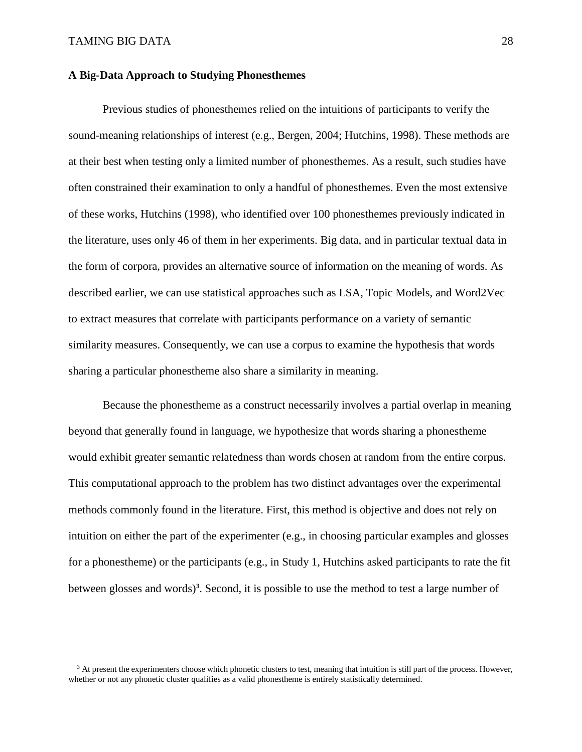### A Big-Data Approach to Studying Phonesthemes

Previous studies of phonesthemes relied on the intuitions of participants to verify the sound-meaning relationships of interest (e.g., Bergen, 2004; Hutchins, 1998). These methods are at their best when testing only a limited number of phonesthemes. As a result, such studies have often constrained their examination to only a handful of phonesthemes. Even the most extensive of these works, Hutchins (1998), who identified over 100 phonesthemes previously indicated in the literature, uses only 46 of them in her experiments. Big data, and in particular textual data in the form of corpora, provides an alternative source of information on the meaning of words. As described earlier, we can use statistical approaches such as LSA, Topic Models, and Word2Vec to extract measures that correlate with participants performance on a variety of semantic similarity measures. Consequently, we can use a corpus to examine the hypothesis that words sharing a particular phonestheme also share a similarity in meaning.

Because the phonestheme as a construct necessarily involves a partial overlap in meaning beyond that generally found in language, we hypothesize that words sharing a phonestheme would exhibit greater semantic relatedness than words chosen at random from the entire corpus. This computational approach to the problem has two distinct advantages over the experimental methods commonly found in the literature. First, this method is objective and does not rely on intuition on either the part of the experimenter (e.g., in choosing particular examples and glosses for a phonestheme) or the participants (e.g., in Study 1, Hutchins asked participants to rate the fit between glosses and words)[3]. Second, it is possible to use the method to test a large number of

[3] At present the experimenters choose which phonetic clusters to test, meaning that intuition is still part of the process. However, whether or not any phonetic cluster qualifies as a valid phonestheme is entirely statistically determined.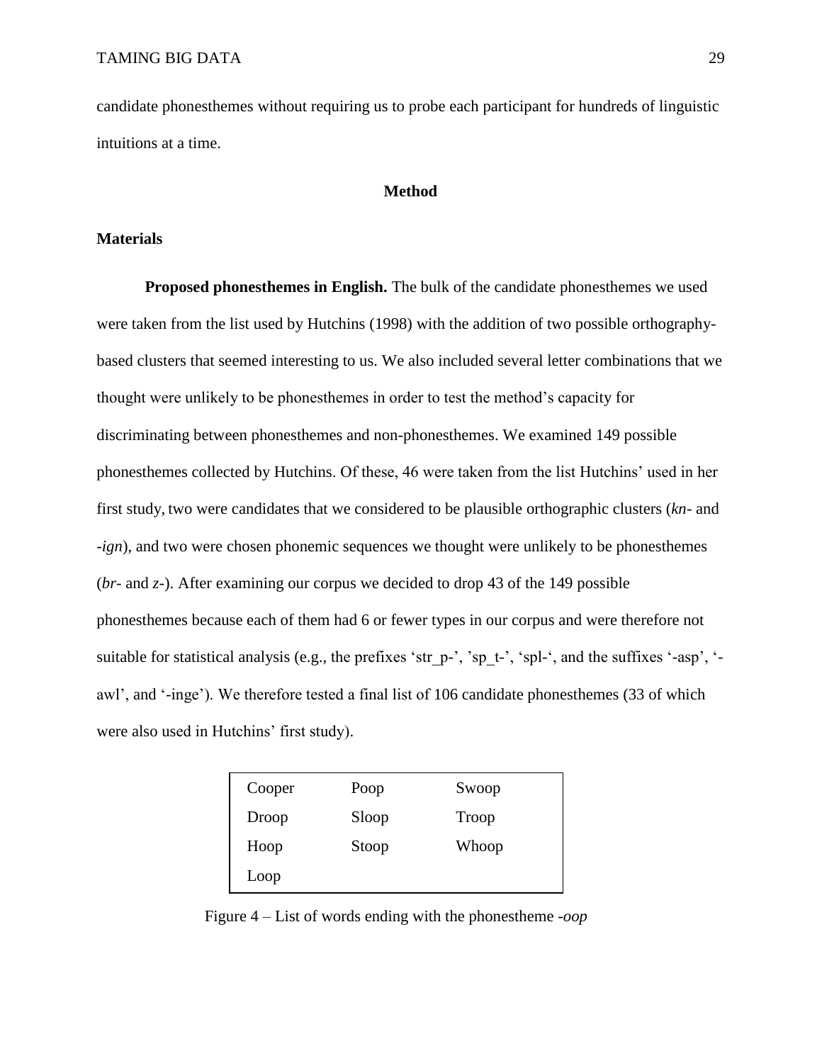candidate phonesthemes without requiring us to probe each participant for hundreds of linguistic intuitions at a time.

## Method

### Materials

**Proposed phonesthemes in English.** The bulk of the candidate phonesthemes we used were taken from the list used by Hutchins (1998) with the addition of two possible orthography-based clusters that seemed interesting to us. We also included several letter combinations that we thought were unlikely to be phonesthemes in order to test the method's capacity for discriminating between phonesthemes and non-phonesthemes. We examined 149 possible phonesthemes collected by Hutchins. Of these, 46 were taken from the list Hutchins' used in her first study, two were candidates that we considered to be plausible orthographic clusters (*kn-* and *-ign*), and two were chosen phonemic sequences we thought were unlikely to be phonesthemes (*br-* and *z-*). After examining our corpus we decided to drop 43 of the 149 possible phonesthemes because each of them had 6 or fewer types in our corpus and were therefore not suitable for statistical analysis (e.g., the prefixes 'str_p-', 'sp_t-', 'spl-', and the suffixes '-asp', '-awl', and '-inge'). We therefore tested a final list of 106 candidate phonesthemes (33 of which were also used in Hutchins' first study).

| | | |
|---|---|---|
| Cooper | Poop | Swoop |
| Droop | Sloop | Troop |
| Hoop | Stoop | Whoop |
| Loop | | |

Figure 4 – List of words ending with the phonestheme *-oop*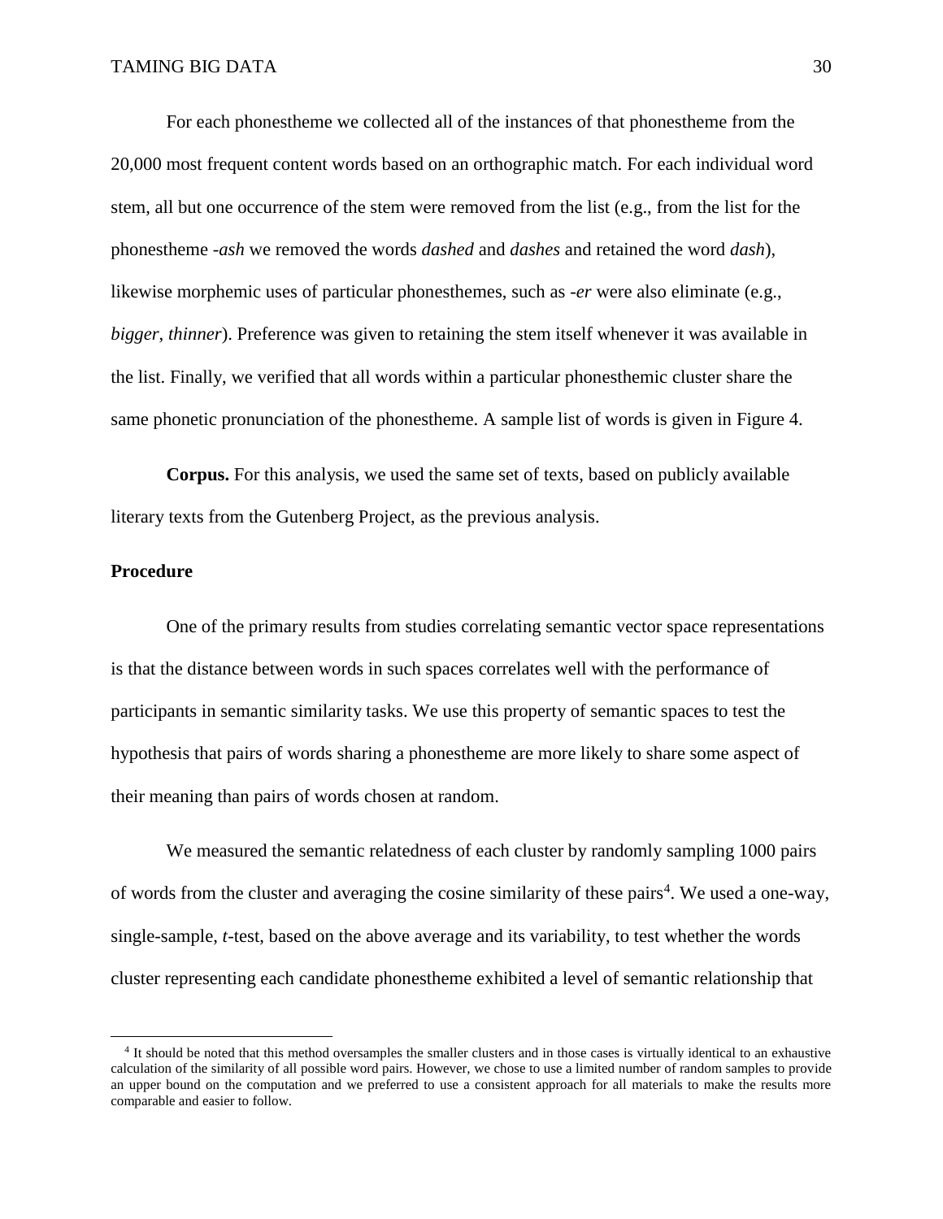For each phonestheme we collected all of the instances of that phonestheme from the 20,000 most frequent content words based on an orthographic match. For each individual word stem, all but one occurrence of the stem were removed from the list (e.g., from the list for the phonestheme *-ash* we removed the words *dashed* and *dashes* and retained the word *dash*), likewise morphemic uses of particular phonesthemes, such as *-er* were also eliminate (e.g., *bigger*, *thinner*). Preference was given to retaining the stem itself whenever it was available in the list. Finally, we verified that all words within a particular phonesthemic cluster share the same phonetic pronunciation of the phonestheme. A sample list of words is given in Figure 4.

**Corpus.** For this analysis, we used the same set of texts, based on publicly available literary texts from the Gutenberg Project, as the previous analysis.

### Procedure

One of the primary results from studies correlating semantic vector space representations is that the distance between words in such spaces correlates well with the performance of participants in semantic similarity tasks. We use this property of semantic spaces to test the hypothesis that pairs of words sharing a phonestheme are more likely to share some aspect of their meaning than pairs of words chosen at random.

We measured the semantic relatedness of each cluster by randomly sampling 1000 pairs of words from the cluster and averaging the cosine similarity of these pairs[4]. We used a one-way, single-sample, *t*-test, based on the above average and its variability, to test whether the words cluster representing each candidate phonestheme exhibited a level of semantic relationship that

[4] It should be noted that this method oversamples the smaller clusters and in those cases is virtually identical to an exhaustive calculation of the similarity of all possible word pairs. However, we chose to use a limited number of random samples to provide an upper bound on the computation and we preferred to use a consistent approach for all materials to make the results more comparable and easier to follow.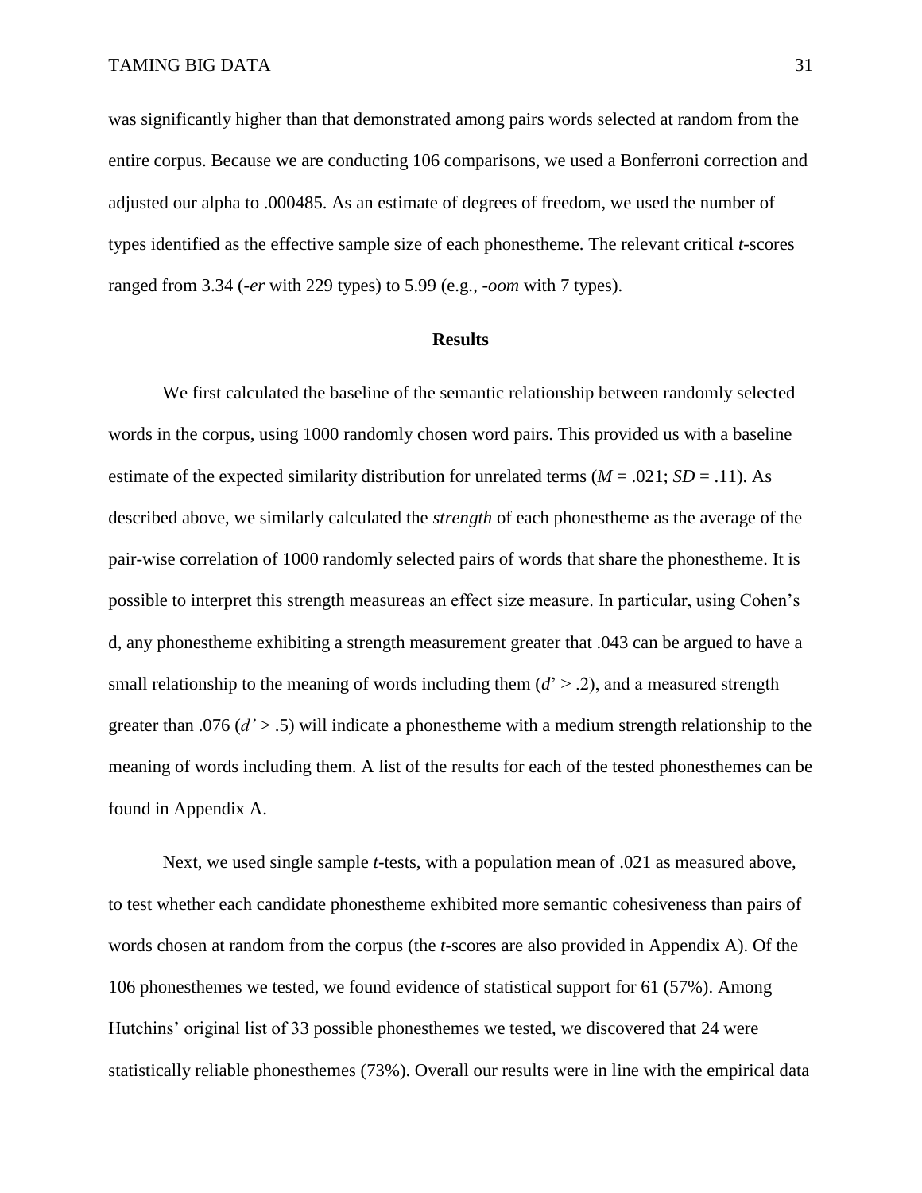was significantly higher than that demonstrated among pairs words selected at random from the entire corpus. Because we are conducting 106 comparisons, we used a Bonferroni correction and adjusted our alpha to .000485. As an estimate of degrees of freedom, we used the number of types identified as the effective sample size of each phonestheme. The relevant critical *t*-scores ranged from 3.34 (*-er* with 229 types) to 5.99 (e.g., *-oom* with 7 types).

## Results

We first calculated the baseline of the semantic relationship between randomly selected words in the corpus, using 1000 randomly chosen word pairs. This provided us with a baseline estimate of the expected similarity distribution for unrelated terms ($M$ = .021; $SD$ = .11). As described above, we similarly calculated the *strength* of each phonestheme as the average of the pair-wise correlation of 1000 randomly selected pairs of words that share the phonestheme. It is possible to interpret this strength measureas an effect size measure. In particular, using Cohen's d, any phonestheme exhibiting a strength measurement greater that .043 can be argued to have a small relationship to the meaning of words including them ($d' > .2$), and a measured strength greater than .076 ($d' > .5$) will indicate a phonestheme with a medium strength relationship to the meaning of words including them. A list of the results for each of the tested phonesthemes can be found in Appendix A.

Next, we used single sample *t*-tests, with a population mean of .021 as measured above, to test whether each candidate phonestheme exhibited more semantic cohesiveness than pairs of words chosen at random from the corpus (the *t*-scores are also provided in Appendix A). Of the 106 phonesthemes we tested, we found evidence of statistical support for 61 (57%). Among Hutchins' original list of 33 possible phonesthemes we tested, we discovered that 24 were statistically reliable phonesthemes (73%). Overall our results were in line with the empirical data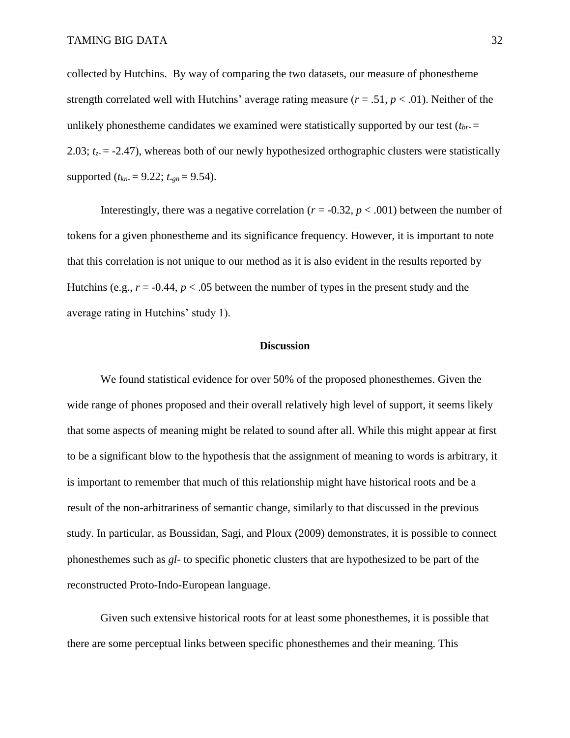collected by Hutchins. By way of comparing the two datasets, our measure of phonestheme strength correlated well with Hutchins' average rating measure ($r = .51$, $p < .01$). Neither of the unlikely phonestheme candidates we examined were statistically supported by our test ($t_{br-} = 2.03$; $t_{z-} = -2.47$), whereas both of our newly hypothesized orthographic clusters were statistically supported ($t_{kn-} = 9.22$; $t_{-gn} = 9.54$).

Interestingly, there was a negative correlation ($r = -0.32$, $p < .001$) between the number of tokens for a given phonestheme and its significance frequency. However, it is important to note that this correlation is not unique to our method as it is also evident in the results reported by Hutchins (e.g., $r = -0.44$, $p < .05$ between the number of types in the present study and the average rating in Hutchins' study 1).

## Discussion

We found statistical evidence for over 50% of the proposed phonesthemes. Given the wide range of phones proposed and their overall relatively high level of support, it seems likely that some aspects of meaning might be related to sound after all. While this might appear at first to be a significant blow to the hypothesis that the assignment of meaning to words is arbitrary, it is important to remember that much of this relationship might have historical roots and be a result of the non-arbitrariness of semantic change, similarly to that discussed in the previous study. In particular, as Boussidan, Sagi, and Ploux (2009) demonstrates, it is possible to connect phonesthemes such as *gl-* to specific phonetic clusters that are hypothesized to be part of the reconstructed Proto-Indo-European language.

Given such extensive historical roots for at least some phonesthemes, it is possible that there are some perceptual links between specific phonesthemes and their meaning. This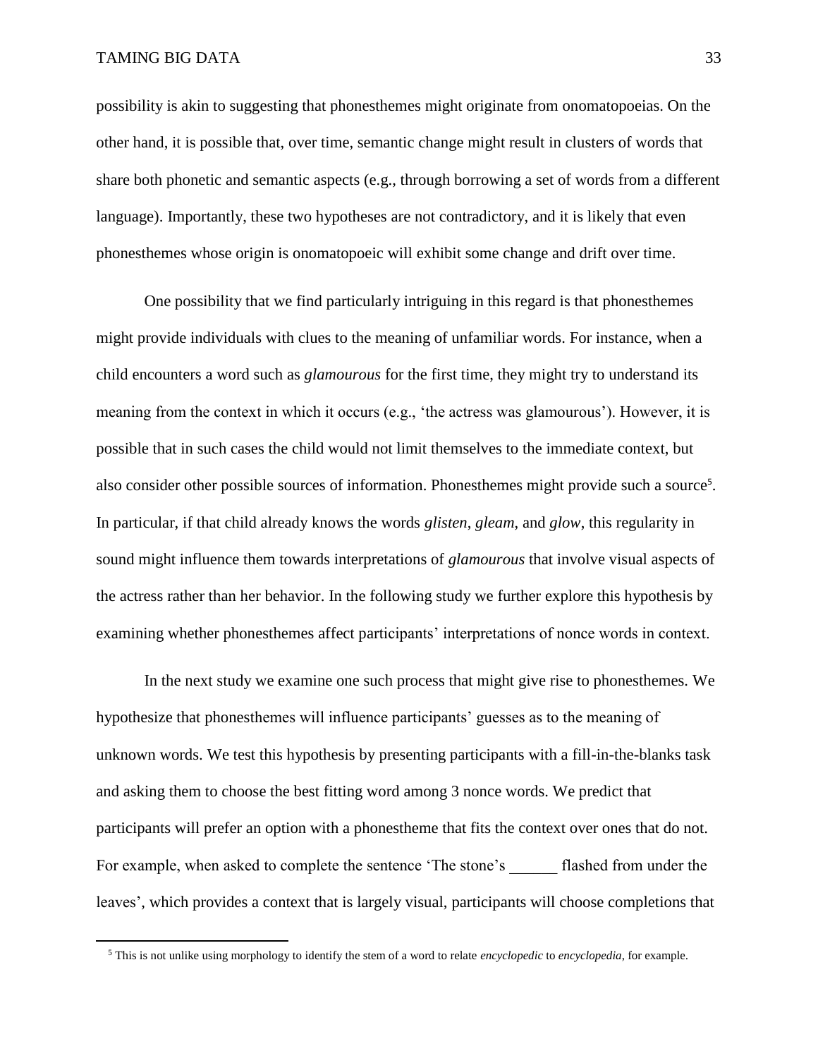possibility is akin to suggesting that phonesthemes might originate from onomatopoeias. On the other hand, it is possible that, over time, semantic change might result in clusters of words that share both phonetic and semantic aspects (e.g., through borrowing a set of words from a different language). Importantly, these two hypotheses are not contradictory, and it is likely that even phonesthemes whose origin is onomatopoeic will exhibit some change and drift over time.

One possibility that we find particularly intriguing in this regard is that phonesthemes might provide individuals with clues to the meaning of unfamiliar words. For instance, when a child encounters a word such as *glamourous* for the first time, they might try to understand its meaning from the context in which it occurs (e.g., 'the actress was glamourous'). However, it is possible that in such cases the child would not limit themselves to the immediate context, but also consider other possible sources of information. Phonesthemes might provide such a source[5]. In particular, if that child already knows the words *glisten*, *gleam*, and *glow*, this regularity in sound might influence them towards interpretations of *glamourous* that involve visual aspects of the actress rather than her behavior. In the following study we further explore this hypothesis by examining whether phonesthemes affect participants' interpretations of nonce words in context.

In the next study we examine one such process that might give rise to phonesthemes. We hypothesize that phonesthemes will influence participants' guesses as to the meaning of unknown words. We test this hypothesis by presenting participants with a fill-in-the-blanks task and asking them to choose the best fitting word among 3 nonce words. We predict that participants will prefer an option with a phonestheme that fits the context over ones that do not. For example, when asked to complete the sentence 'The stone's ______ flashed from under the leaves', which provides a context that is largely visual, participants will choose completions that

[5] This is not unlike using morphology to identify the stem of a word to relate *encyclopedic* to *encyclopedia*, for example.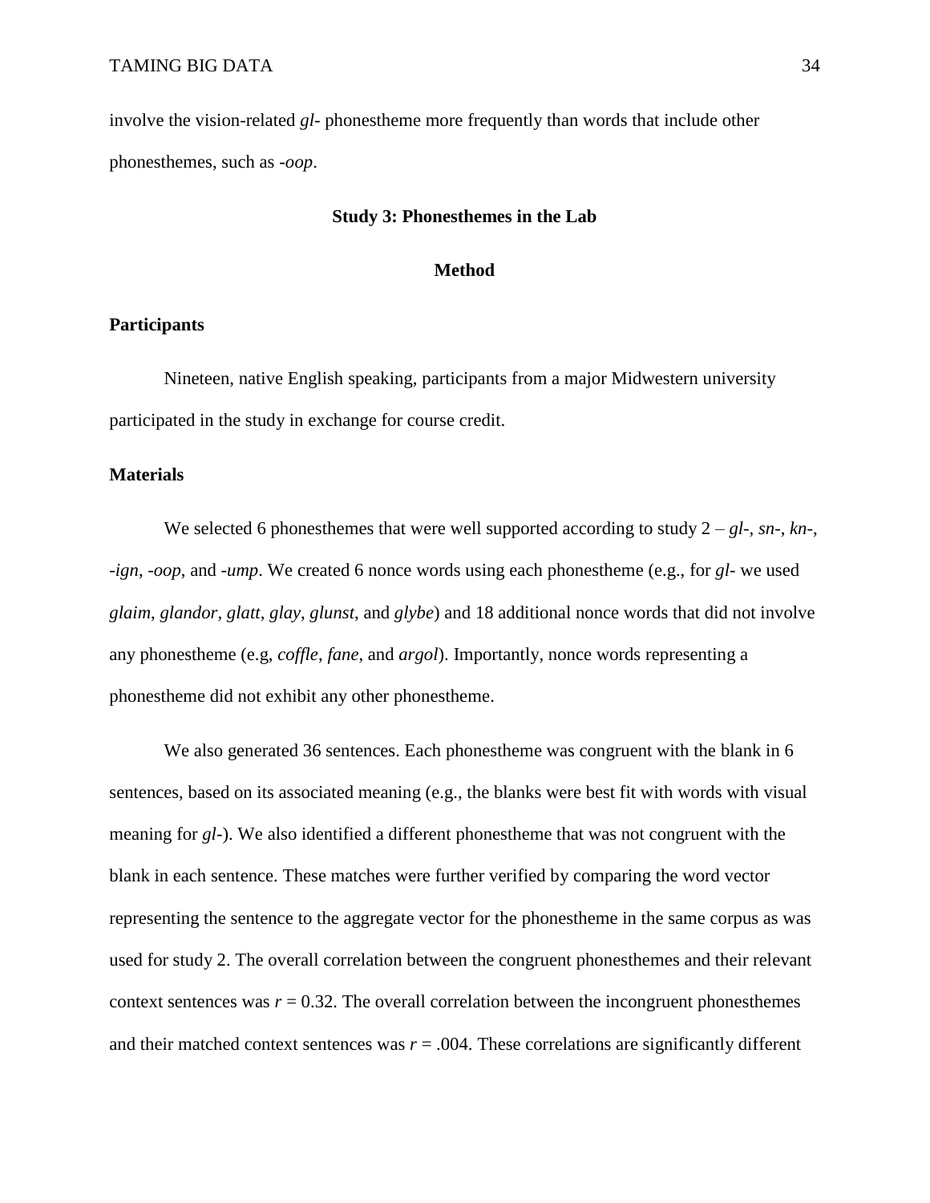involve the vision-related *gl-* phonestheme more frequently than words that include other phonesthemes, such as *-oop*.

## Study 3: Phonesthemes in the Lab

### Method

#### Participants

Nineteen, native English speaking, participants from a major Midwestern university participated in the study in exchange for course credit.

#### Materials

We selected 6 phonesthemes that were well supported according to study 2 – *gl-*, *sn-*, *kn-*, *-ign*, *-oop*, and *-ump*. We created 6 nonce words using each phonestheme (e.g., for *gl-* we used *glaim*, *glandor*, *glatt*, *glay*, *glunst*, and *glybe*) and 18 additional nonce words that did not involve any phonestheme (e.g, *coffle*, *fane*, and *argol*). Importantly, nonce words representing a phonestheme did not exhibit any other phonestheme.

We also generated 36 sentences. Each phonestheme was congruent with the blank in 6 sentences, based on its associated meaning (e.g., the blanks were best fit with words with visual meaning for *gl-*). We also identified a different phonestheme that was not congruent with the blank in each sentence. These matches were further verified by comparing the word vector representing the sentence to the aggregate vector for the phonestheme in the same corpus as was used for study 2. The overall correlation between the congruent phonesthemes and their relevant context sentences was $r = 0.32$. The overall correlation between the incongruent phonesthemes and their matched context sentences was $r = .004$. These correlations are significantly different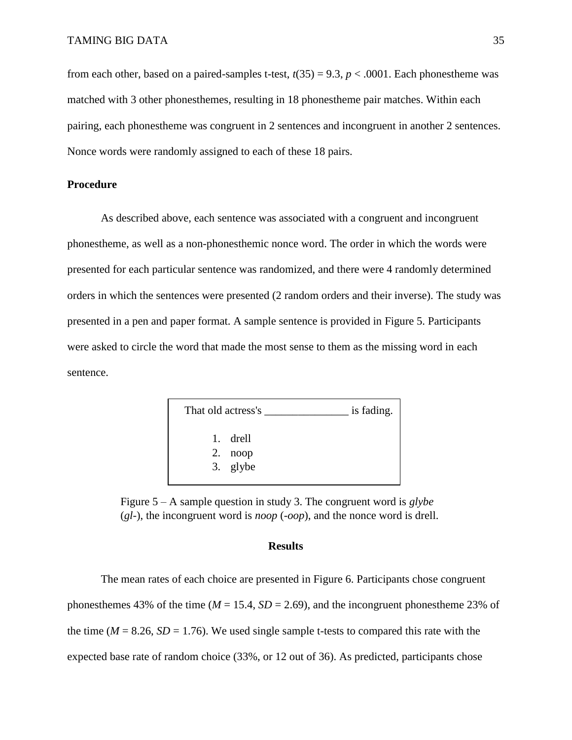from each other, based on a paired-samples t-test, $t(35) = 9.3$, $p < .0001$. Each phonestheme was matched with 3 other phonesthemes, resulting in 18 phonestheme pair matches. Within each pairing, each phonestheme was congruent in 2 sentences and incongruent in another 2 sentences. Nonce words were randomly assigned to each of these 18 pairs.

**Procedure**

As described above, each sentence was associated with a congruent and incongruent phonestheme, as well as a non-phonesthemic nonce word. The order in which the words were presented for each particular sentence was randomized, and there were 4 randomly determined orders in which the sentences were presented (2 random orders and their inverse). The study was presented in a pen and paper format. A sample sentence is provided in Figure 5. Participants were asked to circle the word that made the most sense to them as the missing word in each sentence.

That old actress's _______________ is fading.

1. drell
2. noop
3. glybe

Figure 5 – A sample question in study 3. The congruent word is *glybe* (*gl-*), the incongruent word is *noop* (*-oop*), and the nonce word is drell.

## Results

The mean rates of each choice are presented in Figure 6. Participants chose congruent phonesthemes 43% of the time ($M = 15.4$, $SD = 2.69$), and the incongruent phonestheme 23% of the time ($M = 8.26$, $SD = 1.76$). We used single sample t-tests to compared this rate with the expected base rate of random choice (33%, or 12 out of 36). As predicted, participants chose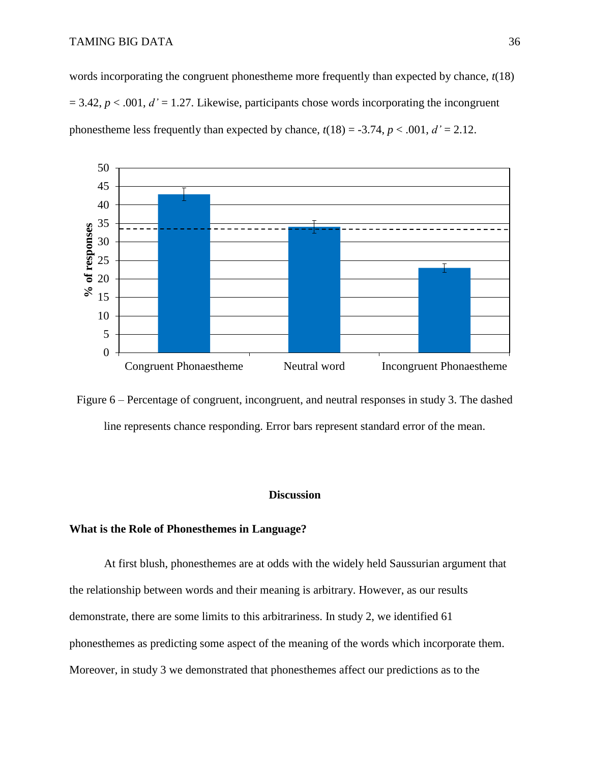words incorporating the congruent phonestheme more frequently than expected by chance, $t(18) = 3.42$, $p < .001$, $d' = 1.27$. Likewise, participants chose words incorporating the incongruent phonestheme less frequently than expected by chance, $t(18) = -3.74$, $p < .001$, $d' = 2.12$.

Figure 6 – Percentage of congruent, incongruent, and neutral responses in study 3. The dashed line represents chance responding. Error bars represent standard error of the mean.

## Discussion

### What is the Role of Phonesthemes in Language?

At first blush, phonesthemes are at odds with the widely held Saussurian argument that the relationship between words and their meaning is arbitrary. However, as our results demonstrate, there are some limits to this arbitrariness. In study 2, we identified 61 phonesthemes as predicting some aspect of the meaning of the words which incorporate them. Moreover, in study 3 we demonstrated that phonesthemes affect our predictions as to the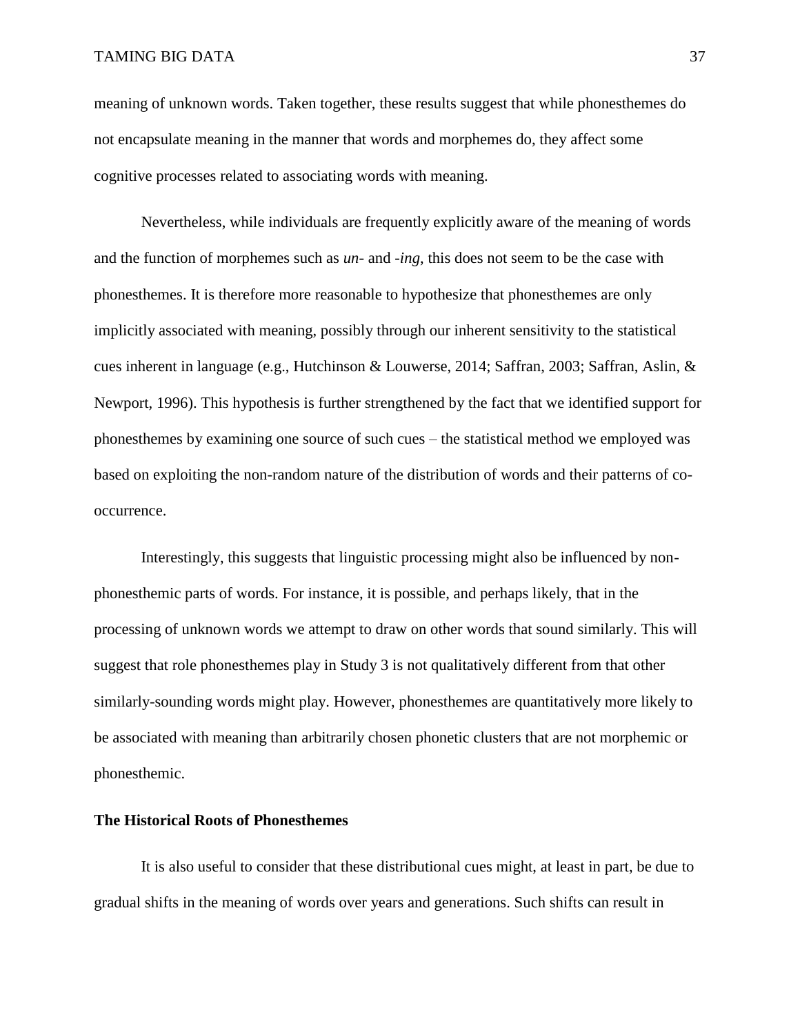meaning of unknown words. Taken together, these results suggest that while phonesthemes do not encapsulate meaning in the manner that words and morphemes do, they affect some cognitive processes related to associating words with meaning.

Nevertheless, while individuals are frequently explicitly aware of the meaning of words and the function of morphemes such as *un-* and *-ing*, this does not seem to be the case with phonesthemes. It is therefore more reasonable to hypothesize that phonesthemes are only implicitly associated with meaning, possibly through our inherent sensitivity to the statistical cues inherent in language (e.g., Hutchinson & Louwerse, 2014; Saffran, 2003; Saffran, Aslin, & Newport, 1996). This hypothesis is further strengthened by the fact that we identified support for phonesthemes by examining one source of such cues – the statistical method we employed was based on exploiting the non-random nature of the distribution of words and their patterns of co-occurrence.

Interestingly, this suggests that linguistic processing might also be influenced by non-phonesthemic parts of words. For instance, it is possible, and perhaps likely, that in the processing of unknown words we attempt to draw on other words that sound similarly. This will suggest that role phonesthemes play in Study 3 is not qualitatively different from that other similarly-sounding words might play. However, phonesthemes are quantitatively more likely to be associated with meaning than arbitrarily chosen phonetic clusters that are not morphemic or phonesthemic.

## The Historical Roots of Phonesthemes

It is also useful to consider that these distributional cues might, at least in part, be due to gradual shifts in the meaning of words over years and generations. Such shifts can result in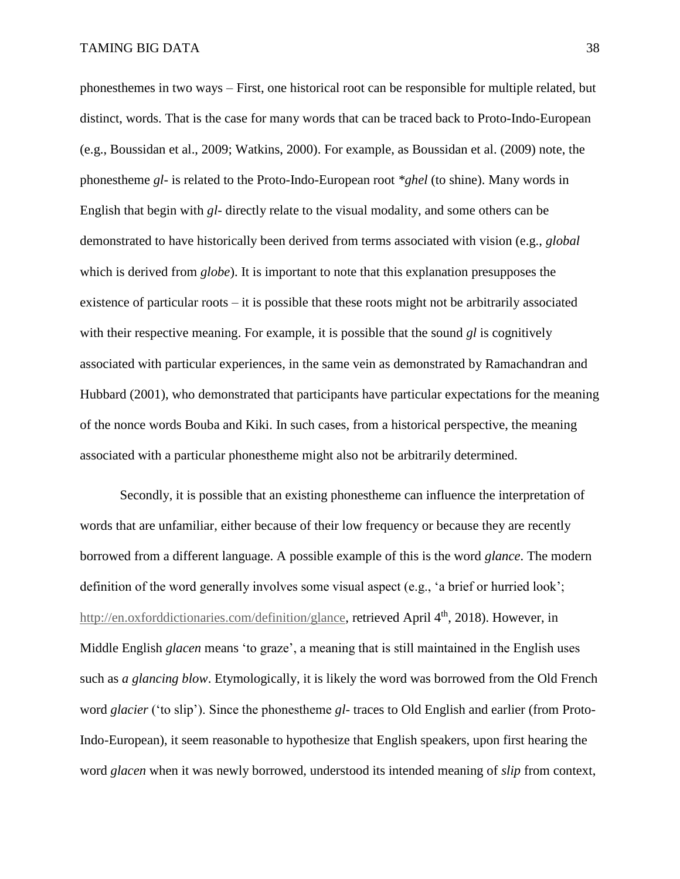phonesthemes in two ways – First, one historical root can be responsible for multiple related, but distinct, words. That is the case for many words that can be traced back to Proto-Indo-European (e.g., Boussidan et al., 2009; Watkins, 2000). For example, as Boussidan et al. (2009) note, the phonestheme *gl-* is related to the Proto-Indo-European root *\*ghel* (to shine). Many words in English that begin with *gl-* directly relate to the visual modality, and some others can be demonstrated to have historically been derived from terms associated with vision (e.g., *global* which is derived from *globe*). It is important to note that this explanation presupposes the existence of particular roots – it is possible that these roots might not be arbitrarily associated with their respective meaning. For example, it is possible that the sound *gl* is cognitively associated with particular experiences, in the same vein as demonstrated by Ramachandran and Hubbard (2001), who demonstrated that participants have particular expectations for the meaning of the nonce words Bouba and Kiki. In such cases, from a historical perspective, the meaning associated with a particular phonestheme might also not be arbitrarily determined.

Secondly, it is possible that an existing phonestheme can influence the interpretation of words that are unfamiliar, either because of their low frequency or because they are recently borrowed from a different language. A possible example of this is the word *glance*. The modern definition of the word generally involves some visual aspect (e.g., 'a brief or hurried look'; http://en.oxforddictionaries.com/definition/glance, retrieved April 4th, 2018). However, in Middle English *glacen* means 'to graze', a meaning that is still maintained in the English uses such as *a glancing blow*. Etymologically, it is likely the word was borrowed from the Old French word *glacier* ('to slip'). Since the phonestheme *gl-* traces to Old English and earlier (from Proto-Indo-European), it seem reasonable to hypothesize that English speakers, upon first hearing the word *glacen* when it was newly borrowed, understood its intended meaning of *slip* from context,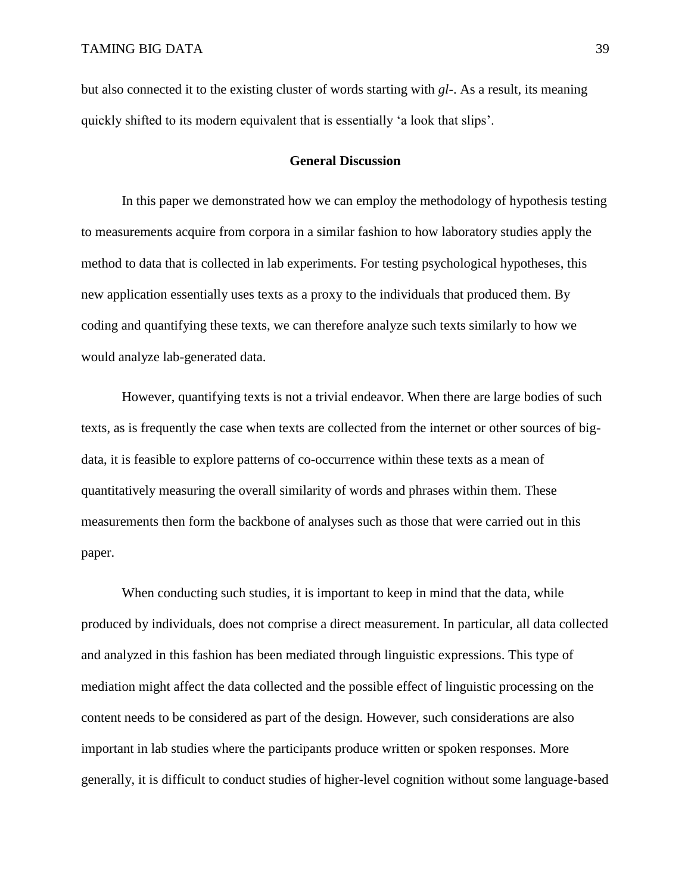but also connected it to the existing cluster of words starting with *gl-*. As a result, its meaning quickly shifted to its modern equivalent that is essentially 'a look that slips'.

## General Discussion

In this paper we demonstrated how we can employ the methodology of hypothesis testing to measurements acquire from corpora in a similar fashion to how laboratory studies apply the method to data that is collected in lab experiments. For testing psychological hypotheses, this new application essentially uses texts as a proxy to the individuals that produced them. By coding and quantifying these texts, we can therefore analyze such texts similarly to how we would analyze lab-generated data.

However, quantifying texts is not a trivial endeavor. When there are large bodies of such texts, as is frequently the case when texts are collected from the internet or other sources of big-data, it is feasible to explore patterns of co-occurrence within these texts as a mean of quantitatively measuring the overall similarity of words and phrases within them. These measurements then form the backbone of analyses such as those that were carried out in this paper.

When conducting such studies, it is important to keep in mind that the data, while produced by individuals, does not comprise a direct measurement. In particular, all data collected and analyzed in this fashion has been mediated through linguistic expressions. This type of mediation might affect the data collected and the possible effect of linguistic processing on the content needs to be considered as part of the design. However, such considerations are also important in lab studies where the participants produce written or spoken responses. More generally, it is difficult to conduct studies of higher-level cognition without some language-based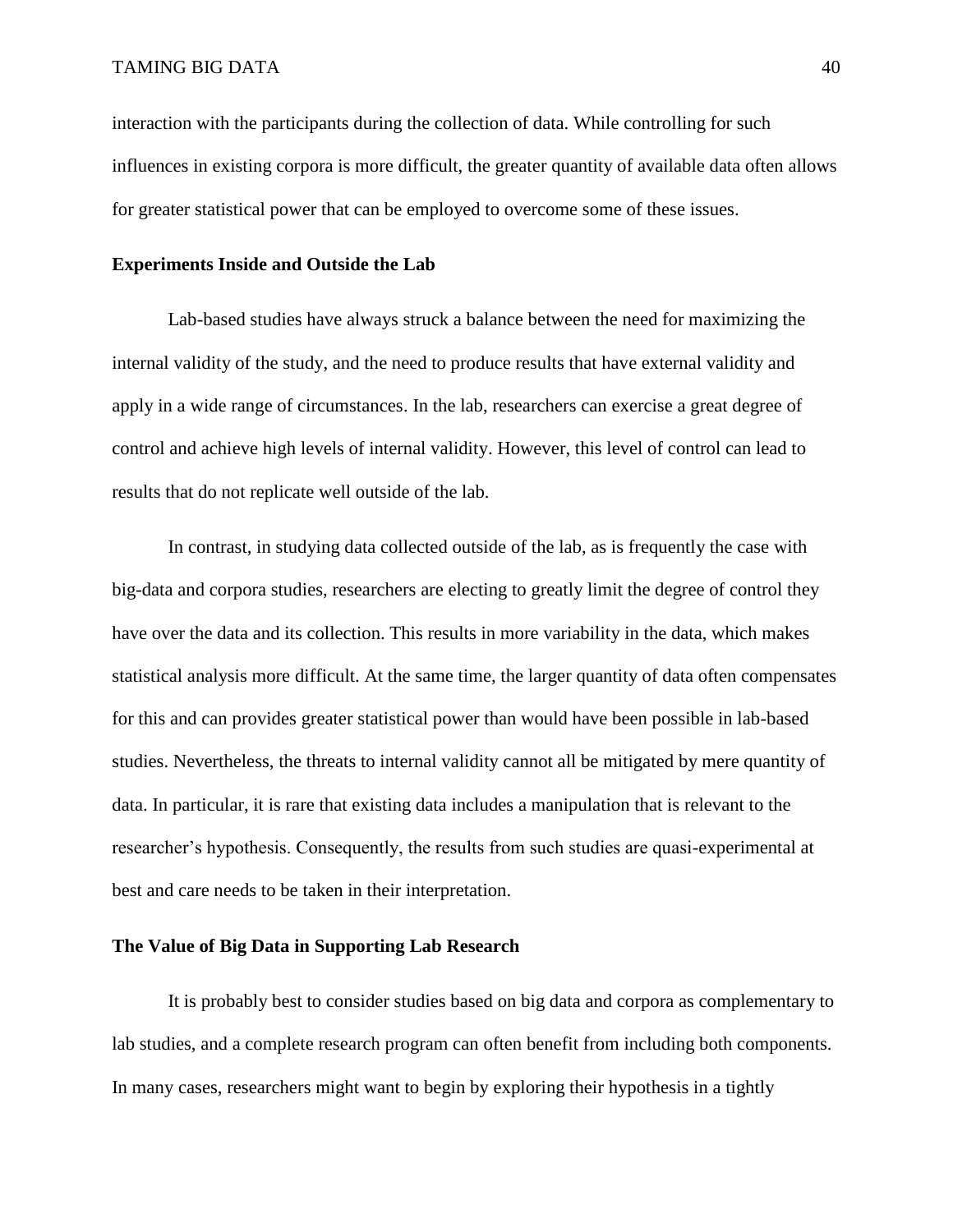interaction with the participants during the collection of data. While controlling for such influences in existing corpora is more difficult, the greater quantity of available data often allows for greater statistical power that can be employed to overcome some of these issues.

## Experiments Inside and Outside the Lab

Lab-based studies have always struck a balance between the need for maximizing the internal validity of the study, and the need to produce results that have external validity and apply in a wide range of circumstances. In the lab, researchers can exercise a great degree of control and achieve high levels of internal validity. However, this level of control can lead to results that do not replicate well outside of the lab.

In contrast, in studying data collected outside of the lab, as is frequently the case with big-data and corpora studies, researchers are electing to greatly limit the degree of control they have over the data and its collection. This results in more variability in the data, which makes statistical analysis more difficult. At the same time, the larger quantity of data often compensates for this and can provides greater statistical power than would have been possible in lab-based studies. Nevertheless, the threats to internal validity cannot all be mitigated by mere quantity of data. In particular, it is rare that existing data includes a manipulation that is relevant to the researcher's hypothesis. Consequently, the results from such studies are quasi-experimental at best and care needs to be taken in their interpretation.

## The Value of Big Data in Supporting Lab Research

It is probably best to consider studies based on big data and corpora as complementary to lab studies, and a complete research program can often benefit from including both components. In many cases, researchers might want to begin by exploring their hypothesis in a tightly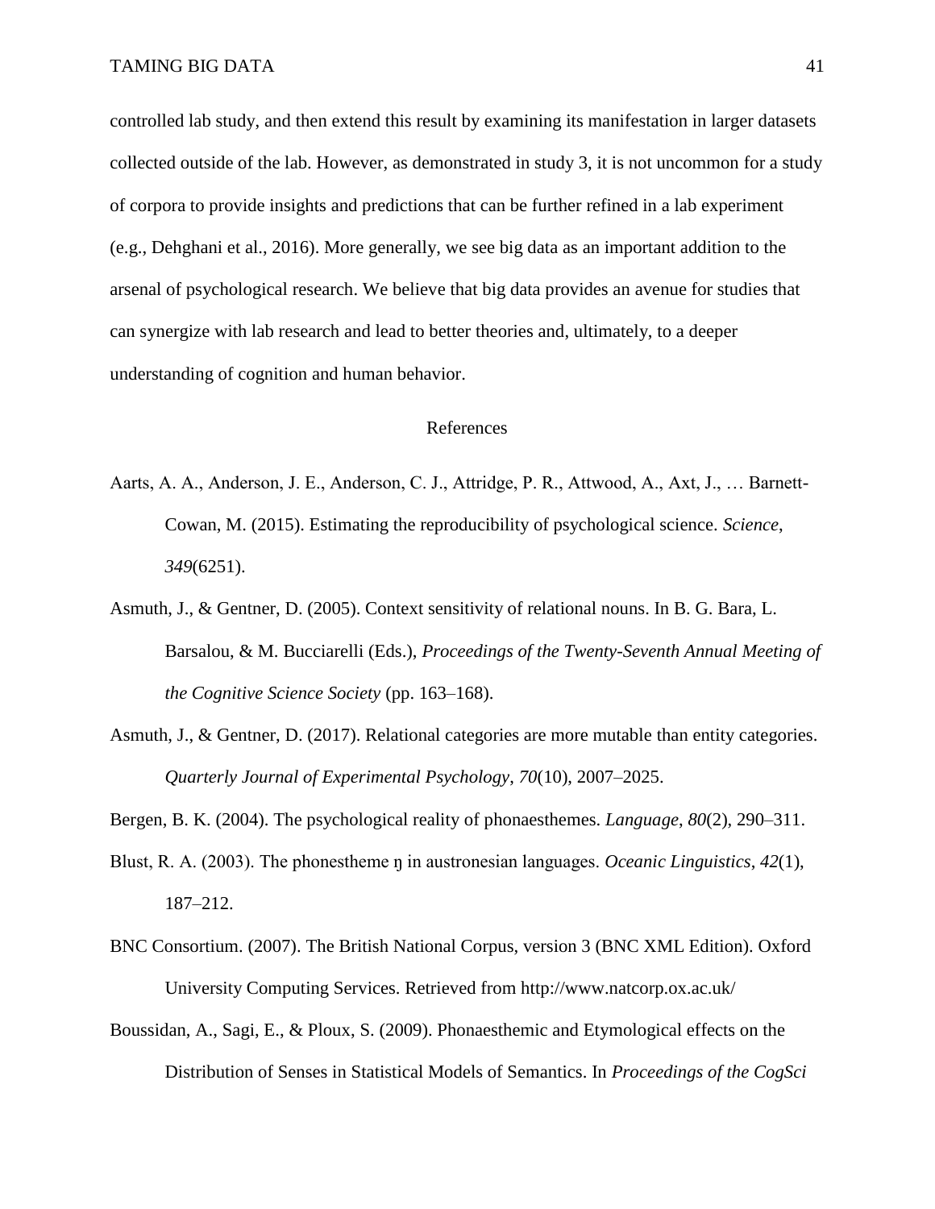controlled lab study, and then extend this result by examining its manifestation in larger datasets collected outside of the lab. However, as demonstrated in study 3, it is not uncommon for a study of corpora to provide insights and predictions that can be further refined in a lab experiment (e.g., Dehghani et al., 2016). More generally, we see big data as an important addition to the arsenal of psychological research. We believe that big data provides an avenue for studies that can synergize with lab research and lead to better theories and, ultimately, to a deeper understanding of cognition and human behavior.

## References

Aarts, A. A., Anderson, J. E., Anderson, C. J., Attridge, P. R., Attwood, A., Axt, J., … Barnett-Cowan, M. (2015). Estimating the reproducibility of psychological science. *Science*, *349*(6251).

Asmuth, J., & Gentner, D. (2005). Context sensitivity of relational nouns. In B. G. Bara, L. Barsalou, & M. Bucciarelli (Eds.), *Proceedings of the Twenty-Seventh Annual Meeting of the Cognitive Science Society* (pp. 163–168).

Asmuth, J., & Gentner, D. (2017). Relational categories are more mutable than entity categories. *Quarterly Journal of Experimental Psychology*, *70*(10), 2007–2025.

Bergen, B. K. (2004). The psychological reality of phonaesthemes. *Language*, *80*(2), 290–311.

Blust, R. A. (2003). The phonestheme ŋ in austronesian languages. *Oceanic Linguistics*, *42*(1), 187–212.

BNC Consortium. (2007). The British National Corpus, version 3 (BNC XML Edition). Oxford University Computing Services. Retrieved from http://www.natcorp.ox.ac.uk/

Boussidan, A., Sagi, E., & Ploux, S. (2009). Phonaesthemic and Etymological effects on the Distribution of Senses in Statistical Models of Semantics. In *Proceedings of the CogSci*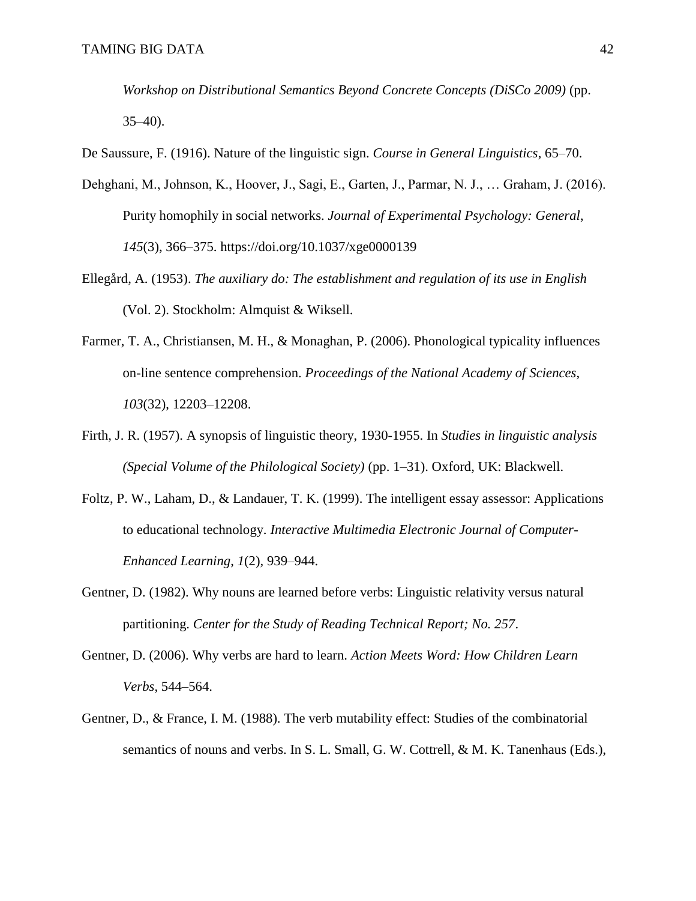*Workshop on Distributional Semantics Beyond Concrete Concepts (DiSCo 2009)* (pp. 35–40).

De Saussure, F. (1916). Nature of the linguistic sign. *Course in General Linguistics*, 65–70.

Dehghani, M., Johnson, K., Hoover, J., Sagi, E., Garten, J., Parmar, N. J., … Graham, J. (2016). Purity homophily in social networks. *Journal of Experimental Psychology: General*, *145*(3), 366–375. https://doi.org/10.1037/xge0000139

Ellegård, A. (1953). *The auxiliary do: The establishment and regulation of its use in English* (Vol. 2). Stockholm: Almquist & Wiksell.

Farmer, T. A., Christiansen, M. H., & Monaghan, P. (2006). Phonological typicality influences on-line sentence comprehension. *Proceedings of the National Academy of Sciences*, *103*(32), 12203–12208.

Firth, J. R. (1957). A synopsis of linguistic theory, 1930-1955. In *Studies in linguistic analysis (Special Volume of the Philological Society)* (pp. 1–31). Oxford, UK: Blackwell.

Foltz, P. W., Laham, D., & Landauer, T. K. (1999). The intelligent essay assessor: Applications to educational technology. *Interactive Multimedia Electronic Journal of Computer-Enhanced Learning*, *1*(2), 939–944.

Gentner, D. (1982). Why nouns are learned before verbs: Linguistic relativity versus natural partitioning. *Center for the Study of Reading Technical Report; No. 257*.

Gentner, D. (2006). Why verbs are hard to learn. *Action Meets Word: How Children Learn Verbs*, 544–564.

Gentner, D., & France, I. M. (1988). The verb mutability effect: Studies of the combinatorial semantics of nouns and verbs. In S. L. Small, G. W. Cottrell, & M. K. Tanenhaus (Eds.),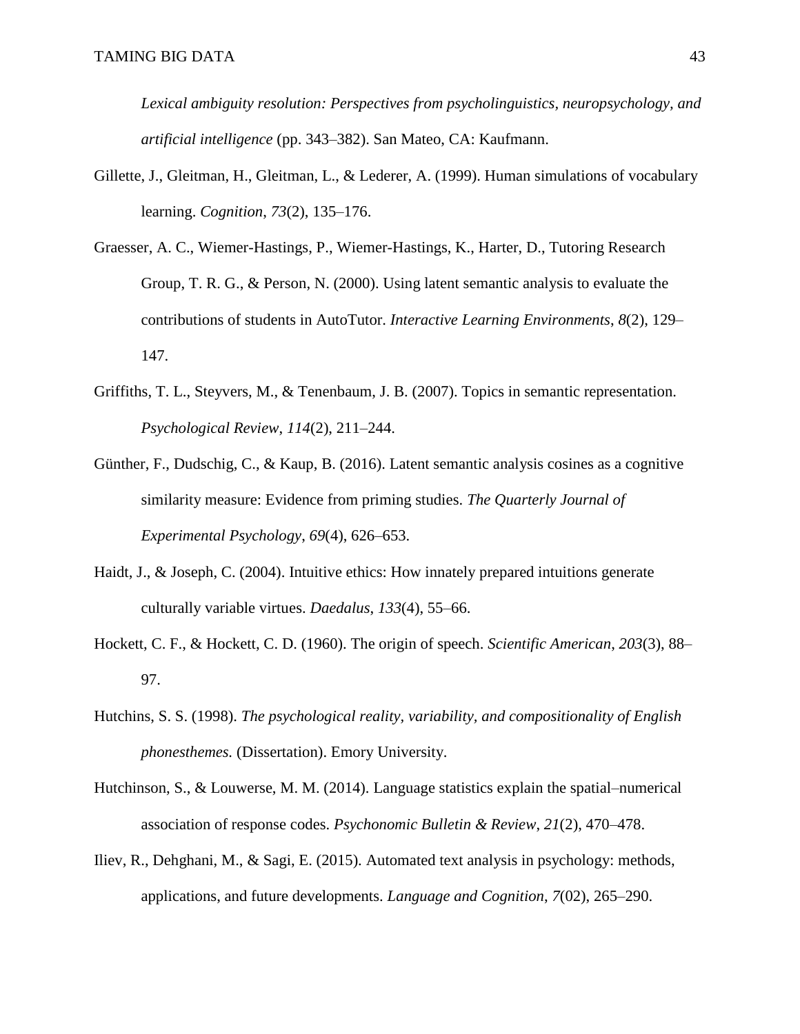*Lexical ambiguity resolution: Perspectives from psycholinguistics, neuropsychology, and artificial intelligence* (pp. 343–382). San Mateo, CA: Kaufmann.

Gillette, J., Gleitman, H., Gleitman, L., & Lederer, A. (1999). Human simulations of vocabulary learning. *Cognition*, *73*(2), 135–176.

Graesser, A. C., Wiemer-Hastings, P., Wiemer-Hastings, K., Harter, D., Tutoring Research Group, T. R. G., & Person, N. (2000). Using latent semantic analysis to evaluate the contributions of students in AutoTutor. *Interactive Learning Environments*, *8*(2), 129–147.

Griffiths, T. L., Steyvers, M., & Tenenbaum, J. B. (2007). Topics in semantic representation. *Psychological Review*, *114*(2), 211–244.

Günther, F., Dudschig, C., & Kaup, B. (2016). Latent semantic analysis cosines as a cognitive similarity measure: Evidence from priming studies. *The Quarterly Journal of Experimental Psychology*, *69*(4), 626–653.

Haidt, J., & Joseph, C. (2004). Intuitive ethics: How innately prepared intuitions generate culturally variable virtues. *Daedalus*, *133*(4), 55–66.

Hockett, C. F., & Hockett, C. D. (1960). The origin of speech. *Scientific American*, *203*(3), 88–97.

Hutchins, S. S. (1998). *The psychological reality, variability, and compositionality of English phonesthemes.* (Dissertation). Emory University.

Hutchinson, S., & Louwerse, M. M. (2014). Language statistics explain the spatial–numerical association of response codes. *Psychonomic Bulletin & Review*, *21*(2), 470–478.

Iliev, R., Dehghani, M., & Sagi, E. (2015). Automated text analysis in psychology: methods, applications, and future developments. *Language and Cognition*, *7*(02), 265–290.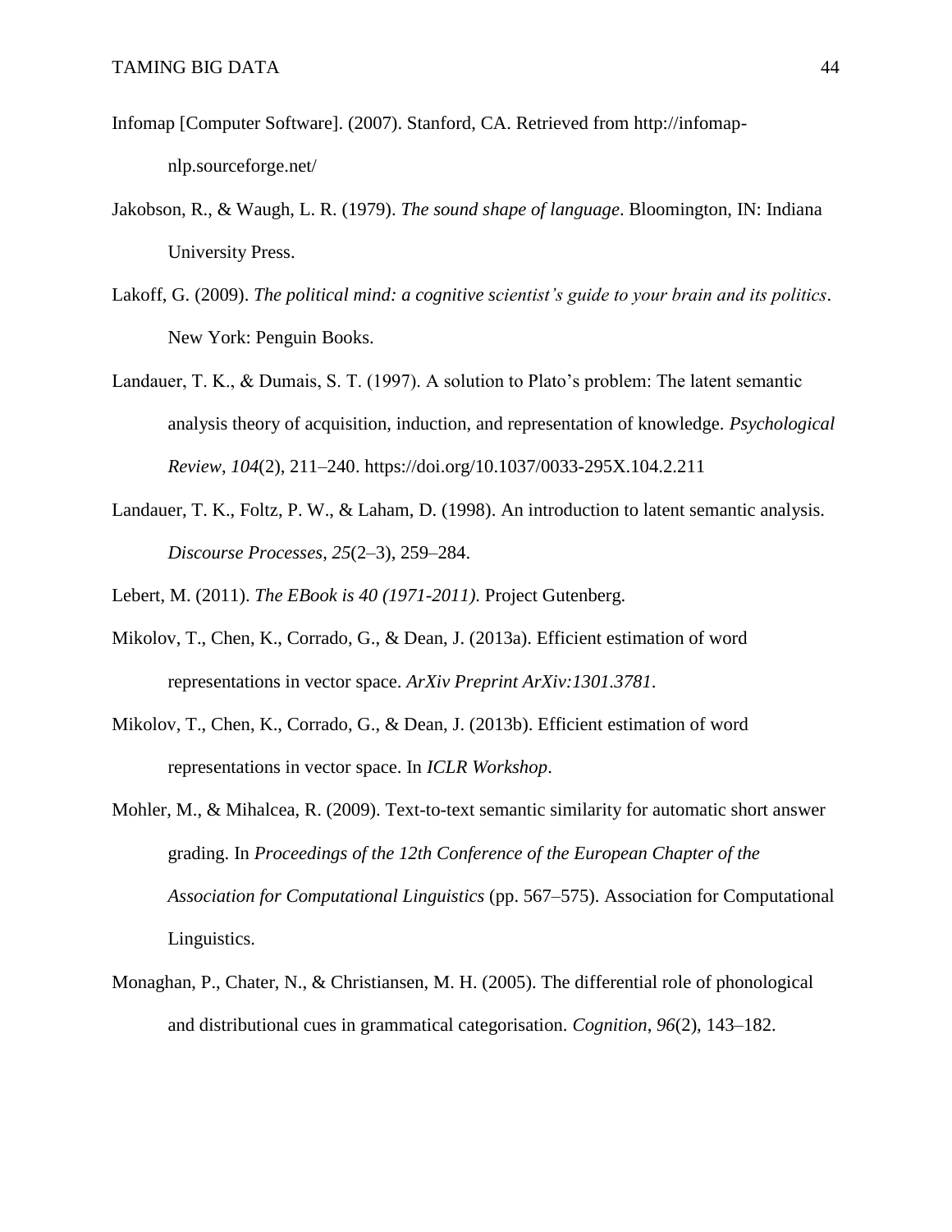Infomap [Computer Software]. (2007). Stanford, CA. Retrieved from http://infomap-nlp.sourceforge.net/

Jakobson, R., & Waugh, L. R. (1979). *The sound shape of language*. Bloomington, IN: Indiana University Press.

Lakoff, G. (2009). *The political mind: a cognitive scientist's guide to your brain and its politics*. New York: Penguin Books.

Landauer, T. K., & Dumais, S. T. (1997). A solution to Plato's problem: The latent semantic analysis theory of acquisition, induction, and representation of knowledge. *Psychological Review*, *104*(2), 211–240. https://doi.org/10.1037/0033-295X.104.2.211

Landauer, T. K., Foltz, P. W., & Laham, D. (1998). An introduction to latent semantic analysis. *Discourse Processes*, *25*(2–3), 259–284.

Lebert, M. (2011). *The EBook is 40 (1971-2011)*. Project Gutenberg.

Mikolov, T., Chen, K., Corrado, G., & Dean, J. (2013a). Efficient estimation of word representations in vector space. *ArXiv Preprint ArXiv:1301.3781*.

Mikolov, T., Chen, K., Corrado, G., & Dean, J. (2013b). Efficient estimation of word representations in vector space. In *ICLR Workshop*.

Mohler, M., & Mihalcea, R. (2009). Text-to-text semantic similarity for automatic short answer grading. In *Proceedings of the 12th Conference of the European Chapter of the Association for Computational Linguistics* (pp. 567–575). Association for Computational Linguistics.

Monaghan, P., Chater, N., & Christiansen, M. H. (2005). The differential role of phonological and distributional cues in grammatical categorisation. *Cognition*, *96*(2), 143–182.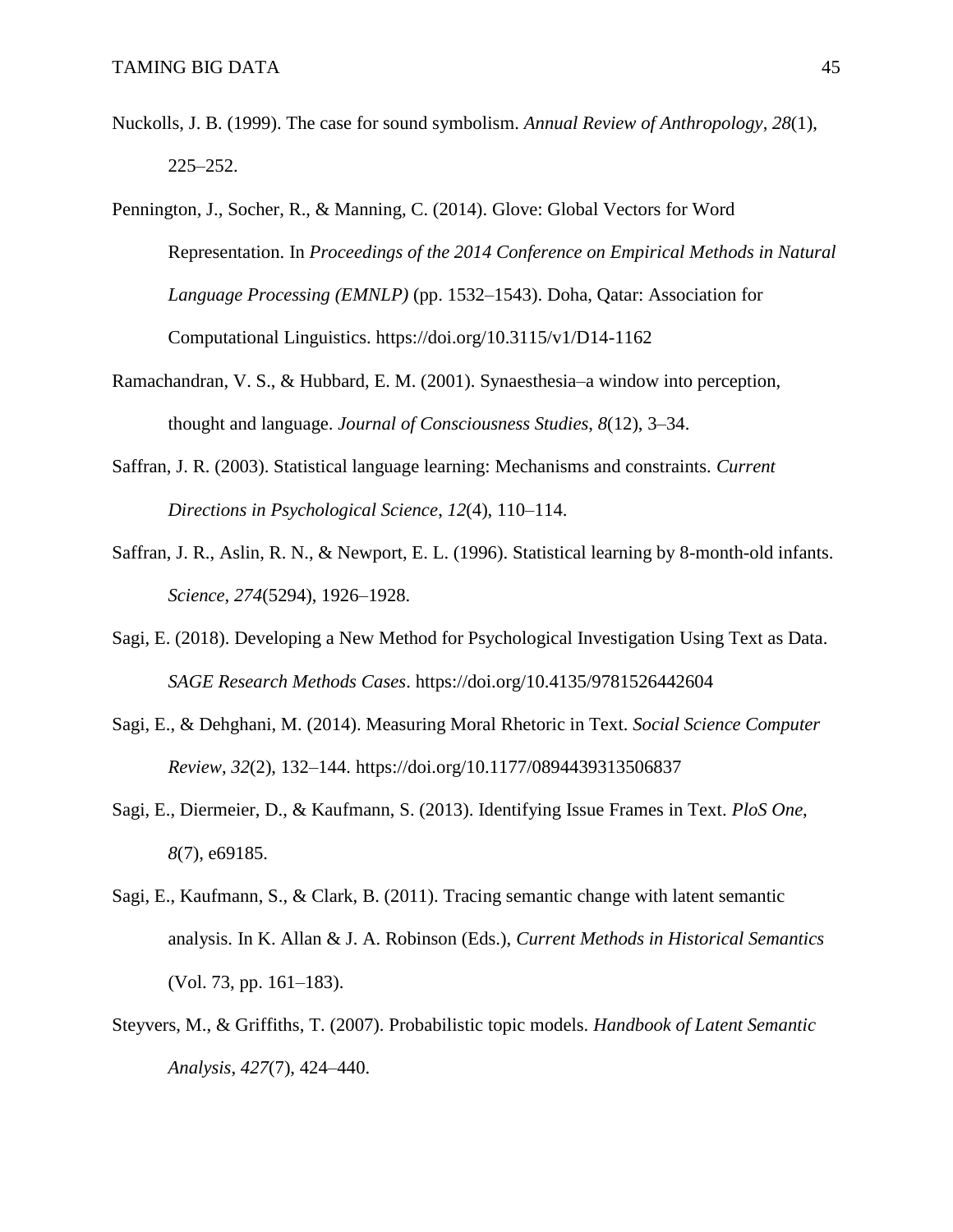Nuckolls, J. B. (1999). The case for sound symbolism. *Annual Review of Anthropology*, *28*(1), 225–252.

Pennington, J., Socher, R., & Manning, C. (2014). Glove: Global Vectors for Word Representation. In *Proceedings of the 2014 Conference on Empirical Methods in Natural Language Processing (EMNLP)* (pp. 1532–1543). Doha, Qatar: Association for Computational Linguistics. https://doi.org/10.3115/v1/D14-1162

Ramachandran, V. S., & Hubbard, E. M. (2001). Synaesthesia–a window into perception, thought and language. *Journal of Consciousness Studies*, *8*(12), 3–34.

Saffran, J. R. (2003). Statistical language learning: Mechanisms and constraints. *Current Directions in Psychological Science*, *12*(4), 110–114.

Saffran, J. R., Aslin, R. N., & Newport, E. L. (1996). Statistical learning by 8-month-old infants. *Science*, *274*(5294), 1926–1928.

Sagi, E. (2018). Developing a New Method for Psychological Investigation Using Text as Data. *SAGE Research Methods Cases*. https://doi.org/10.4135/9781526442604

Sagi, E., & Dehghani, M. (2014). Measuring Moral Rhetoric in Text. *Social Science Computer Review*, *32*(2), 132–144. https://doi.org/10.1177/0894439313506837

Sagi, E., Diermeier, D., & Kaufmann, S. (2013). Identifying Issue Frames in Text. *PloS One*, *8*(7), e69185.

Sagi, E., Kaufmann, S., & Clark, B. (2011). Tracing semantic change with latent semantic analysis. In K. Allan & J. A. Robinson (Eds.), *Current Methods in Historical Semantics* (Vol. 73, pp. 161–183).

Steyvers, M., & Griffiths, T. (2007). Probabilistic topic models. *Handbook of Latent Semantic Analysis*, *427*(7), 424–440.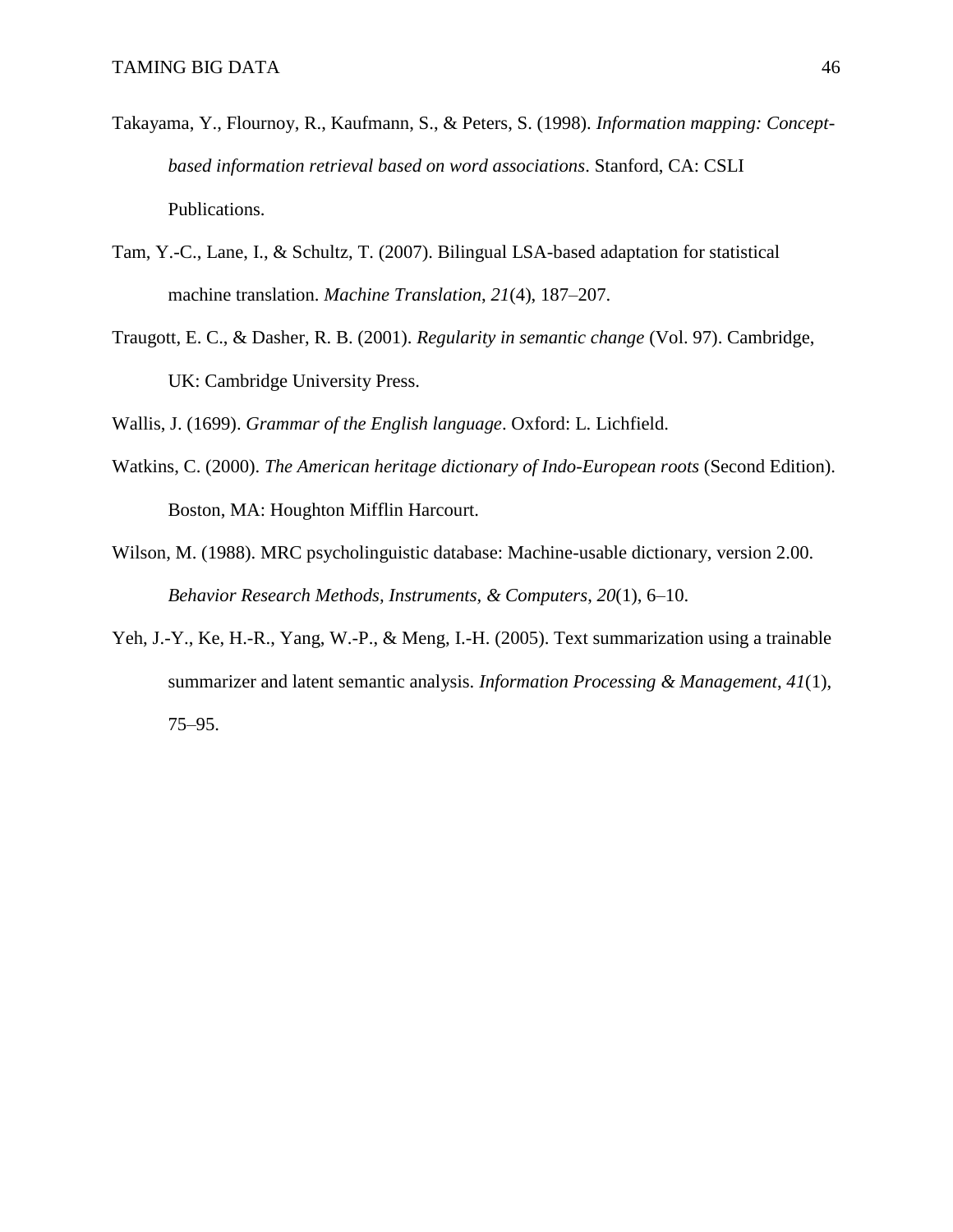Takayama, Y., Flournoy, R., Kaufmann, S., & Peters, S. (1998). *Information mapping: Concept-based information retrieval based on word associations*. Stanford, CA: CSLI Publications.

Tam, Y.-C., Lane, I., & Schultz, T. (2007). Bilingual LSA-based adaptation for statistical machine translation. *Machine Translation*, *21*(4), 187–207.

Traugott, E. C., & Dasher, R. B. (2001). *Regularity in semantic change* (Vol. 97). Cambridge, UK: Cambridge University Press.

Wallis, J. (1699). *Grammar of the English language*. Oxford: L. Lichfield.

Watkins, C. (2000). *The American heritage dictionary of Indo-European roots* (Second Edition). Boston, MA: Houghton Mifflin Harcourt.

Wilson, M. (1988). MRC psycholinguistic database: Machine-usable dictionary, version 2.00. *Behavior Research Methods, Instruments, & Computers*, *20*(1), 6–10.

Yeh, J.-Y., Ke, H.-R., Yang, W.-P., & Meng, I.-H. (2005). Text summarization using a trainable summarizer and latent semantic analysis. *Information Processing & Management*, *41*(1), 75–95.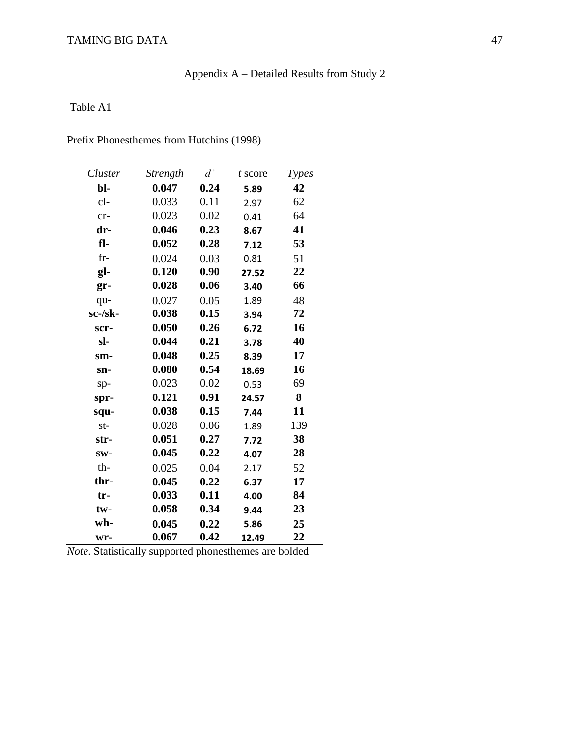# Appendix A – Detailed Results from Study 2

Table A1

Prefix Phonesthemes from Hutchins (1998)

| *Cluster* | *Strength* | *d'* | *t* score | *Types* |
|---|---|---|---|---|
| **bl-** | **0.047** | **0.24** | **5.89** | **42** |
| cl- | 0.033 | 0.11 | 2.97 | 62 |
| cr- | 0.023 | 0.02 | 0.41 | 64 |
| **dr-** | **0.046** | **0.23** | **8.67** | **41** |
| **fl-** | **0.052** | **0.28** | **7.12** | **53** |
| fr- | 0.024 | 0.03 | 0.81 | 51 |
| **gl-** | **0.120** | **0.90** | **27.52** | **22** |
| **gr-** | **0.028** | **0.06** | **3.40** | **66** |
| qu- | 0.027 | 0.05 | 1.89 | 48 |
| **sc-/sk-** | **0.038** | **0.15** | **3.94** | **72** |
| **scr-** | **0.050** | **0.26** | **6.72** | **16** |
| **sl-** | **0.044** | **0.21** | **3.78** | **40** |
| **sm-** | **0.048** | **0.25** | **8.39** | **17** |
| **sn-** | **0.080** | **0.54** | **18.69** | **16** |
| sp- | 0.023 | 0.02 | 0.53 | 69 |
| **spr-** | **0.121** | **0.91** | **24.57** | **8** |
| **squ-** | **0.038** | **0.15** | **7.44** | **11** |
| st- | 0.028 | 0.06 | 1.89 | 139 |
| **str-** | **0.051** | **0.27** | **7.72** | **38** |
| **sw-** | **0.045** | **0.22** | **4.07** | **28** |
| th- | 0.025 | 0.04 | 2.17 | 52 |
| **thr-** | **0.045** | **0.22** | **6.37** | **17** |
| **tr-** | **0.033** | **0.11** | **4.00** | **84** |
| **tw-** | **0.058** | **0.34** | **9.44** | **23** |
| **wh-** | **0.045** | **0.22** | **5.86** | **25** |
| **wr-** | **0.067** | **0.42** | **12.49** | **22** |

*Note.* Statistically supported phonesthemes are bolded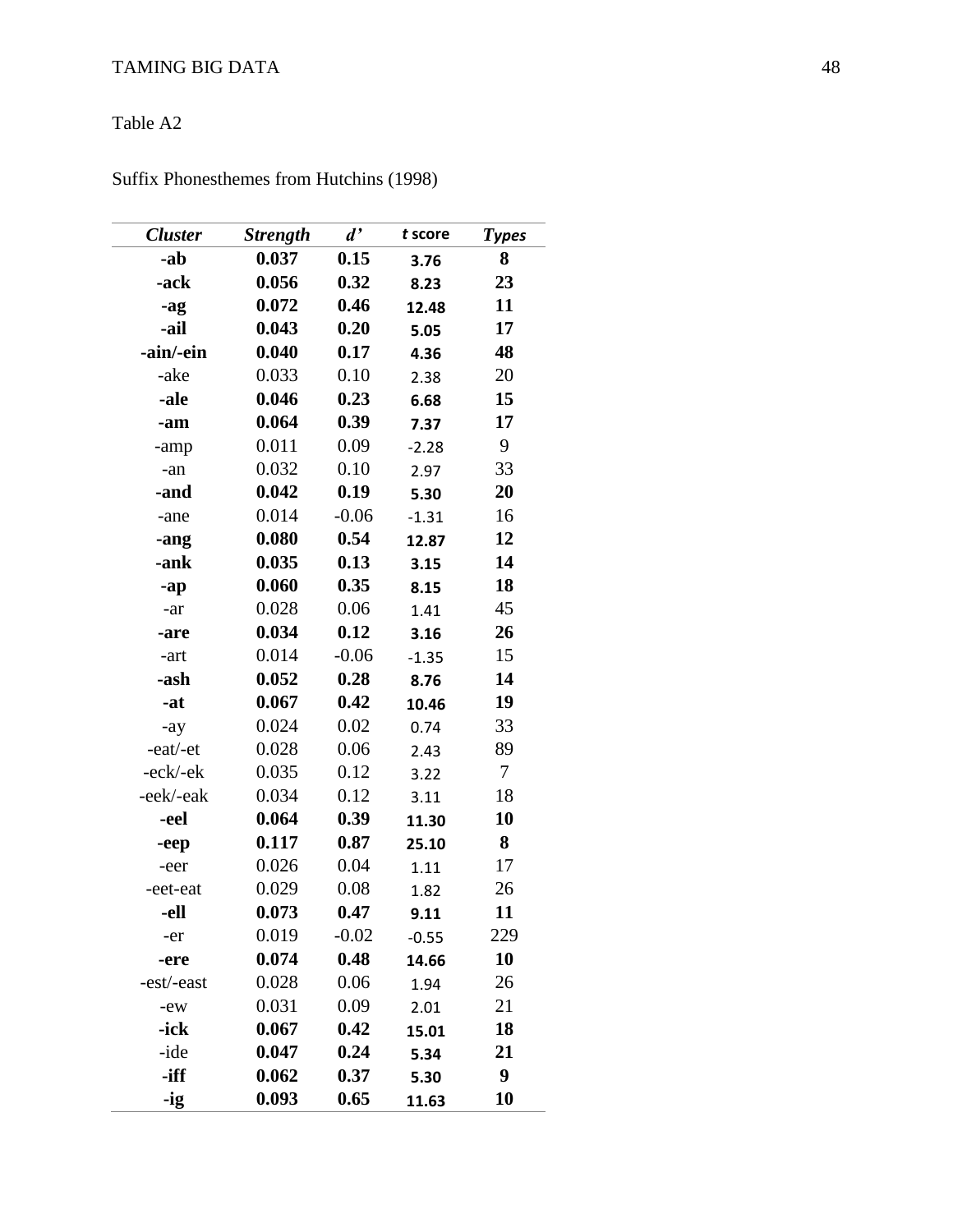Table A2

Suffix Phonesthemes from Hutchins (1998)

| *Cluster* | *Strength* | *d'* | *t* score | *Types* |
|---|---|---|---|---|
| **-ab** | **0.037** | **0.15** | **3.76** | **8** |
| **-ack** | **0.056** | **0.32** | **8.23** | **23** |
| **-ag** | **0.072** | **0.46** | **12.48** | **11** |
| **-ail** | **0.043** | **0.20** | **5.05** | **17** |
| **-ain/-ein** | **0.040** | **0.17** | **4.36** | **48** |
| -ake | 0.033 | 0.10 | 2.38 | 20 |
| **-ale** | **0.046** | **0.23** | **6.68** | **15** |
| **-am** | **0.064** | **0.39** | **7.37** | **17** |
| -amp | 0.011 | 0.09 | -2.28 | 9 |
| -an | 0.032 | 0.10 | 2.97 | 33 |
| **-and** | **0.042** | **0.19** | **5.30** | **20** |
| -ane | 0.014 | -0.06 | -1.31 | 16 |
| **-ang** | **0.080** | **0.54** | **12.87** | **12** |
| **-ank** | **0.035** | **0.13** | **3.15** | **14** |
| **-ap** | **0.060** | **0.35** | **8.15** | **18** |
| -ar | 0.028 | 0.06 | 1.41 | 45 |
| **-are** | **0.034** | **0.12** | **3.16** | **26** |
| -art | 0.014 | -0.06 | -1.35 | 15 |
| **-ash** | **0.052** | **0.28** | **8.76** | **14** |
| **-at** | **0.067** | **0.42** | **10.46** | **19** |
| -ay | 0.024 | 0.02 | 0.74 | 33 |
| -eat/-et | 0.028 | 0.06 | 2.43 | 89 |
| -eck/-ek | 0.035 | 0.12 | 3.22 | 7 |
| -eek/-eak | 0.034 | 0.12 | 3.11 | 18 |
| **-eel** | **0.064** | **0.39** | **11.30** | **10** |
| **-eep** | **0.117** | **0.87** | **25.10** | **8** |
| -eer | 0.026 | 0.04 | 1.11 | 17 |
| -eet-eat | 0.029 | 0.08 | 1.82 | 26 |
| **-ell** | **0.073** | **0.47** | **9.11** | **11** |
| -er | 0.019 | -0.02 | -0.55 | 229 |
| **-ere** | **0.074** | **0.48** | **14.66** | **10** |
| -est/-east | 0.028 | 0.06 | 1.94 | 26 |
| -ew | 0.031 | 0.09 | 2.01 | 21 |
| **-ick** | **0.067** | **0.42** | **15.01** | **18** |
| -ide | **0.047** | **0.24** | **5.34** | **21** |
| **-iff** | **0.062** | **0.37** | **5.30** | **9** |
| **-ig** | **0.093** | **0.65** | **11.63** | **10** |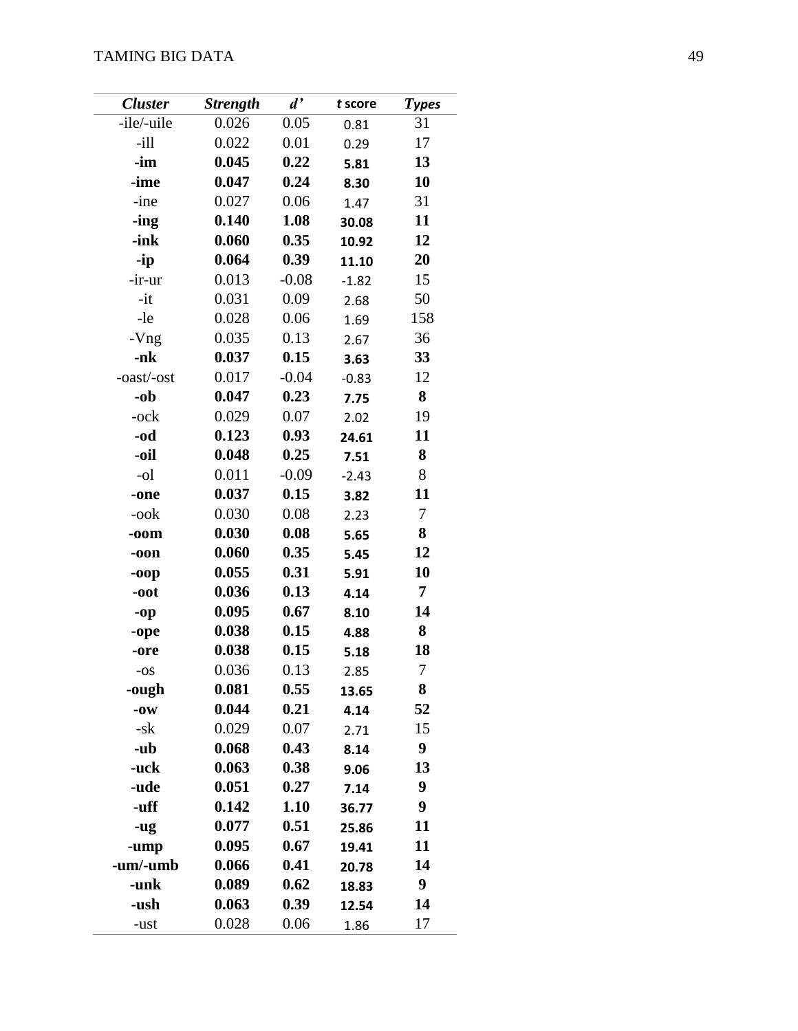| *Cluster* | *Strength* | *d'* | *t* score | *Types* |
|---|---|---|---|---|
| -ile/-uile | 0.026 | 0.05 | 0.81 | 31 |
| -ill | 0.022 | 0.01 | 0.29 | 17 |
| **-im** | **0.045** | **0.22** | **5.81** | **13** |
| **-ime** | **0.047** | **0.24** | **8.30** | **10** |
| -ine | 0.027 | 0.06 | 1.47 | 31 |
| **-ing** | **0.140** | **1.08** | **30.08** | **11** |
| **-ink** | **0.060** | **0.35** | **10.92** | **12** |
| **-ip** | **0.064** | **0.39** | **11.10** | **20** |
| -ir-ur | 0.013 | -0.08 | -1.82 | 15 |
| -it | 0.031 | 0.09 | 2.68 | 50 |
| -le | 0.028 | 0.06 | 1.69 | 158 |
| -Vng | 0.035 | 0.13 | 2.67 | 36 |
| **-nk** | **0.037** | **0.15** | **3.63** | **33** |
| -oast/-ost | 0.017 | -0.04 | -0.83 | 12 |
| **-ob** | **0.047** | **0.23** | **7.75** | **8** |
| -ock | 0.029 | 0.07 | 2.02 | 19 |
| **-od** | **0.123** | **0.93** | **24.61** | **11** |
| **-oil** | **0.048** | **0.25** | **7.51** | **8** |
| -ol | 0.011 | -0.09 | -2.43 | 8 |
| **-one** | **0.037** | **0.15** | **3.82** | **11** |
| -ook | 0.030 | 0.08 | 2.23 | 7 |
| **-oom** | **0.030** | **0.08** | **5.65** | **8** |
| **-oon** | **0.060** | **0.35** | **5.45** | **12** |
| **-oop** | **0.055** | **0.31** | **5.91** | **10** |
| **-oot** | **0.036** | **0.13** | **4.14** | **7** |
| **-op** | **0.095** | **0.67** | **8.10** | **14** |
| **-ope** | **0.038** | **0.15** | **4.88** | **8** |
| **-ore** | **0.038** | **0.15** | **5.18** | **18** |
| -os | 0.036 | 0.13 | 2.85 | 7 |
| **-ough** | **0.081** | **0.55** | **13.65** | **8** |
| **-ow** | **0.044** | **0.21** | **4.14** | **52** |
| -sk | 0.029 | 0.07 | 2.71 | 15 |
| **-ub** | **0.068** | **0.43** | **8.14** | **9** |
| **-uck** | **0.063** | **0.38** | **9.06** | **13** |
| **-ude** | **0.051** | **0.27** | **7.14** | **9** |
| **-uff** | **0.142** | **1.10** | **36.77** | **9** |
| **-ug** | **0.077** | **0.51** | **25.86** | **11** |
| **-ump** | **0.095** | **0.67** | **19.41** | **11** |
| **-um/-umb** | **0.066** | **0.41** | **20.78** | **14** |
| **-unk** | **0.089** | **0.62** | **18.83** | **9** |
| **-ush** | **0.063** | **0.39** | **12.54** | **14** |
| -ust | 0.028 | 0.06 | 1.86 | 17 |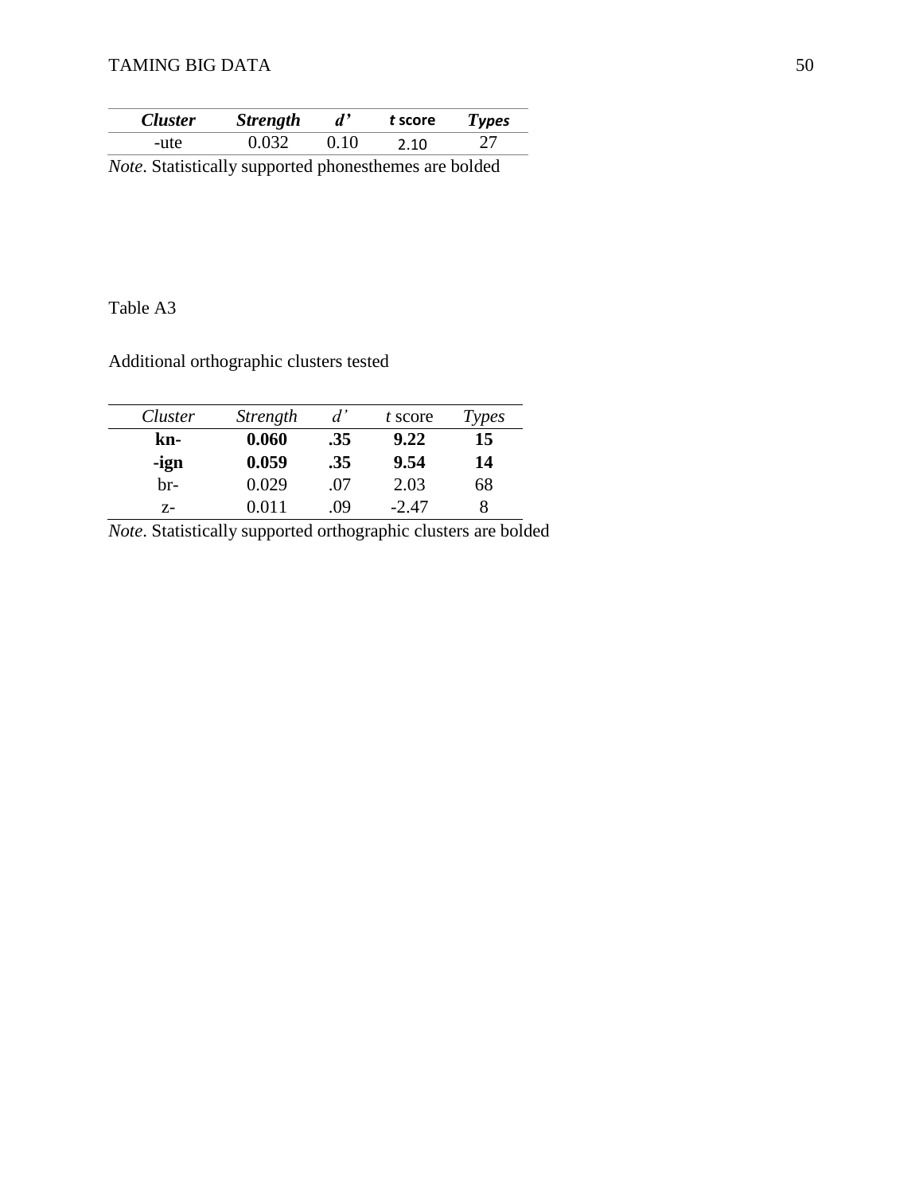| *Cluster* | *Strength* | *d'* | *t* score | *Types* |
|---|---|---|---|---|
| -ute | 0.032 | 0.10 | 2.10 | 27 |

*Note*. Statistically supported phonesthemes are bolded

Table A3

Additional orthographic clusters tested

| *Cluster* | *Strength* | *d'* | *t* score | *Types* |
|---|---|---|---|---|
| **kn-** | **0.060** | **.35** | **9.22** | **15** |
| **-ign** | **0.059** | **.35** | **9.54** | **14** |
| br- | 0.029 | .07 | 2.03 | 68 |
| z- | 0.011 | .09 | -2.47 | 8 |

*Note*. Statistically supported orthographic clusters are bolded